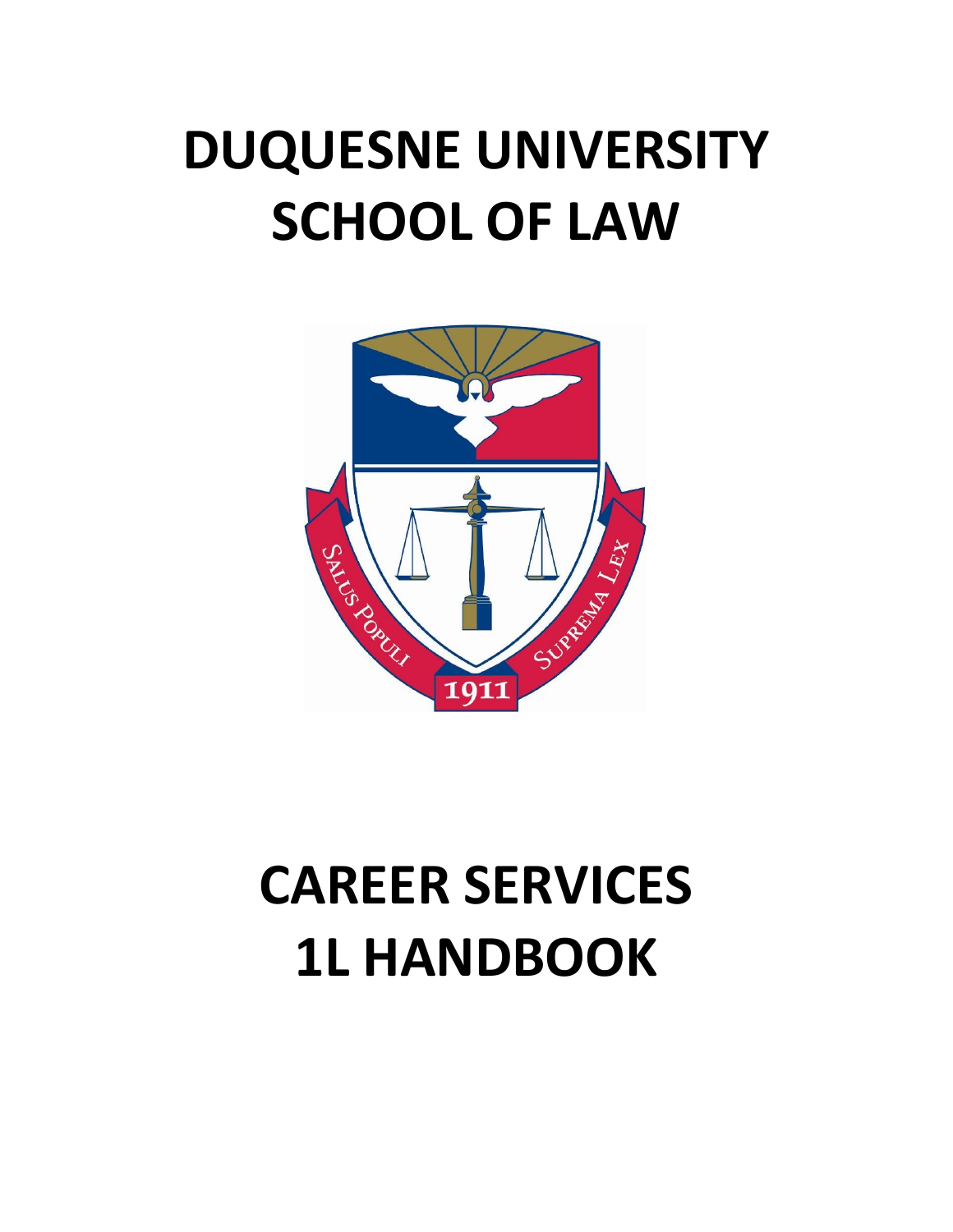# DUQUESNE UNIVERSITY SCHOOL OF LAW

# CAREER SERVICES 1L HANDBOOK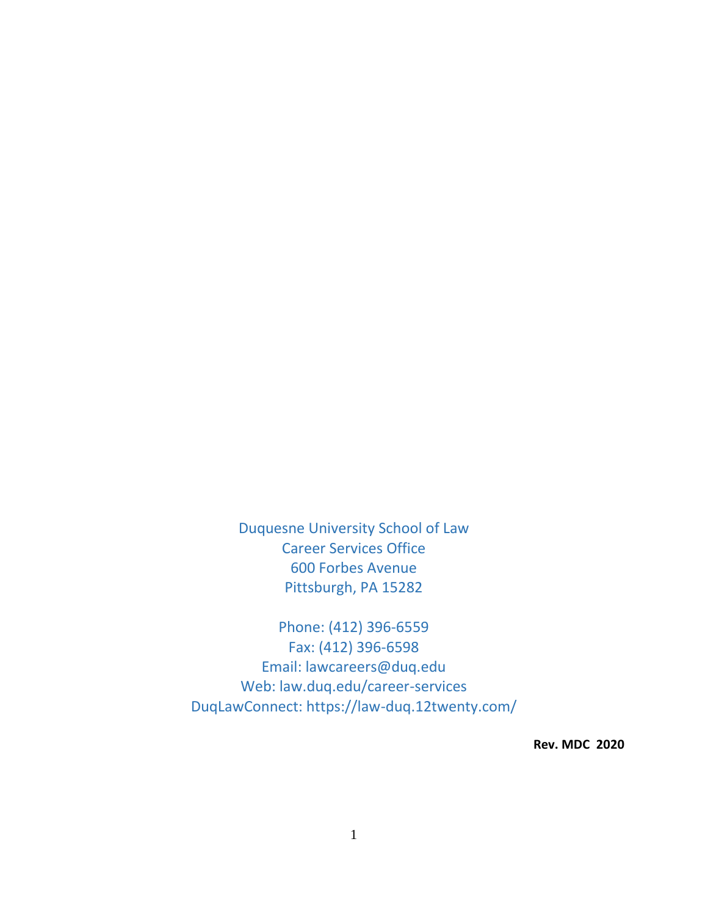Duquesne University School of Law
Career Services Office
600 Forbes Avenue
Pittsburgh, PA 15282

Phone: (412) 396-6559
Fax: (412) 396-6598
Email: lawcareers@duq.edu
Web: law.duq.edu/career-services
DuqLawConnect: https://law-duq.12twenty.com/

**Rev. MDC 2020**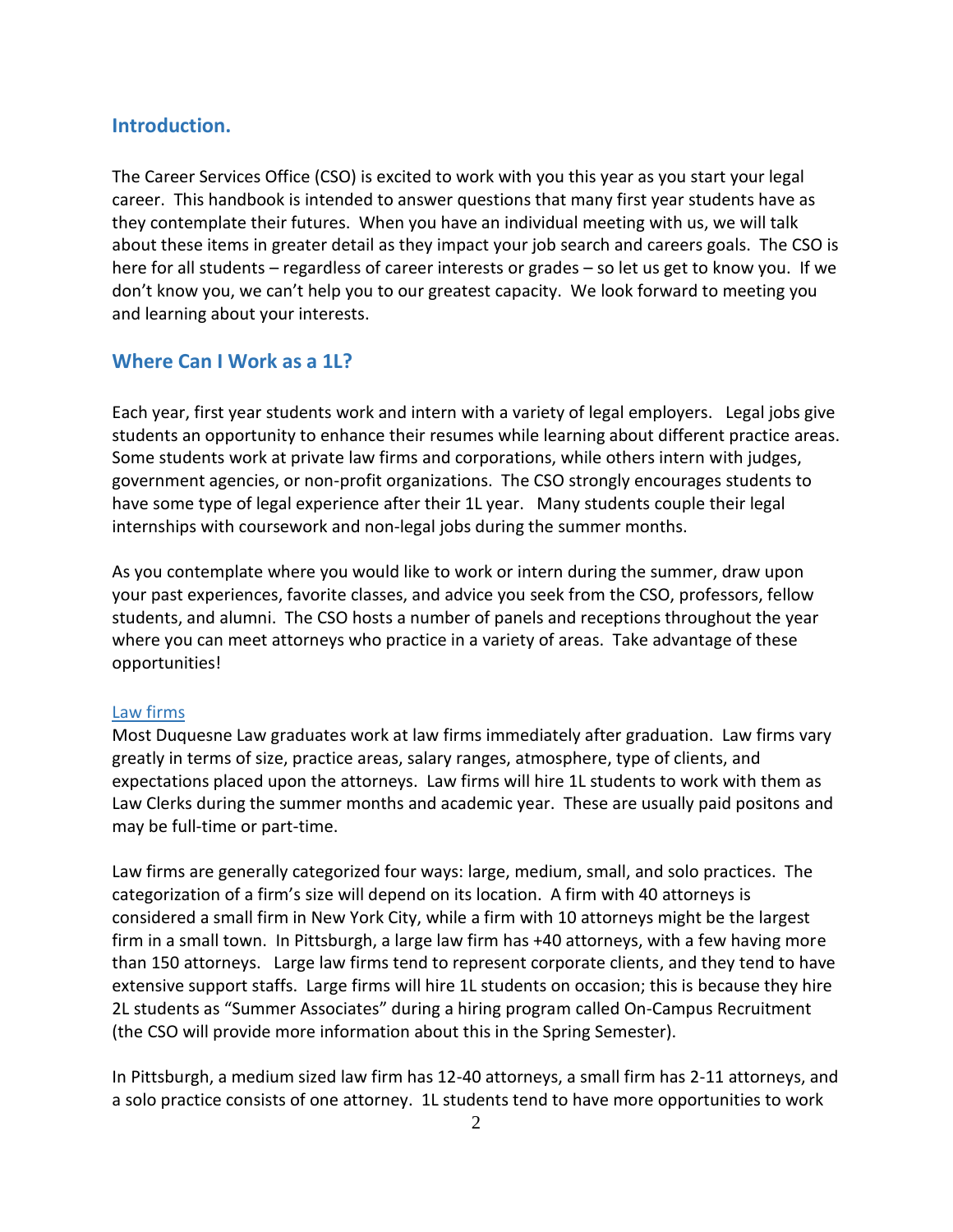## Introduction.

The Career Services Office (CSO) is excited to work with you this year as you start your legal career. This handbook is intended to answer questions that many first year students have as they contemplate their futures. When you have an individual meeting with us, we will talk about these items in greater detail as they impact your job search and careers goals. The CSO is here for all students – regardless of career interests or grades – so let us get to know you. If we don't know you, we can't help you to our greatest capacity. We look forward to meeting you and learning about your interests.

## Where Can I Work as a 1L?

Each year, first year students work and intern with a variety of legal employers. Legal jobs give students an opportunity to enhance their resumes while learning about different practice areas. Some students work at private law firms and corporations, while others intern with judges, government agencies, or non-profit organizations. The CSO strongly encourages students to have some type of legal experience after their 1L year. Many students couple their legal internships with coursework and non-legal jobs during the summer months.

As you contemplate where you would like to work or intern during the summer, draw upon your past experiences, favorite classes, and advice you seek from the CSO, professors, fellow students, and alumni. The CSO hosts a number of panels and receptions throughout the year where you can meet attorneys who practice in a variety of areas. Take advantage of these opportunities!

### Law firms

Most Duquesne Law graduates work at law firms immediately after graduation. Law firms vary greatly in terms of size, practice areas, salary ranges, atmosphere, type of clients, and expectations placed upon the attorneys. Law firms will hire 1L students to work with them as Law Clerks during the summer months and academic year. These are usually paid positons and may be full-time or part-time.

Law firms are generally categorized four ways: large, medium, small, and solo practices. The categorization of a firm's size will depend on its location. A firm with 40 attorneys is considered a small firm in New York City, while a firm with 10 attorneys might be the largest firm in a small town. In Pittsburgh, a large law firm has +40 attorneys, with a few having more than 150 attorneys. Large law firms tend to represent corporate clients, and they tend to have extensive support staffs. Large firms will hire 1L students on occasion; this is because they hire 2L students as "Summer Associates" during a hiring program called On-Campus Recruitment (the CSO will provide more information about this in the Spring Semester).

In Pittsburgh, a medium sized law firm has 12-40 attorneys, a small firm has 2-11 attorneys, and a solo practice consists of one attorney. 1L students tend to have more opportunities to work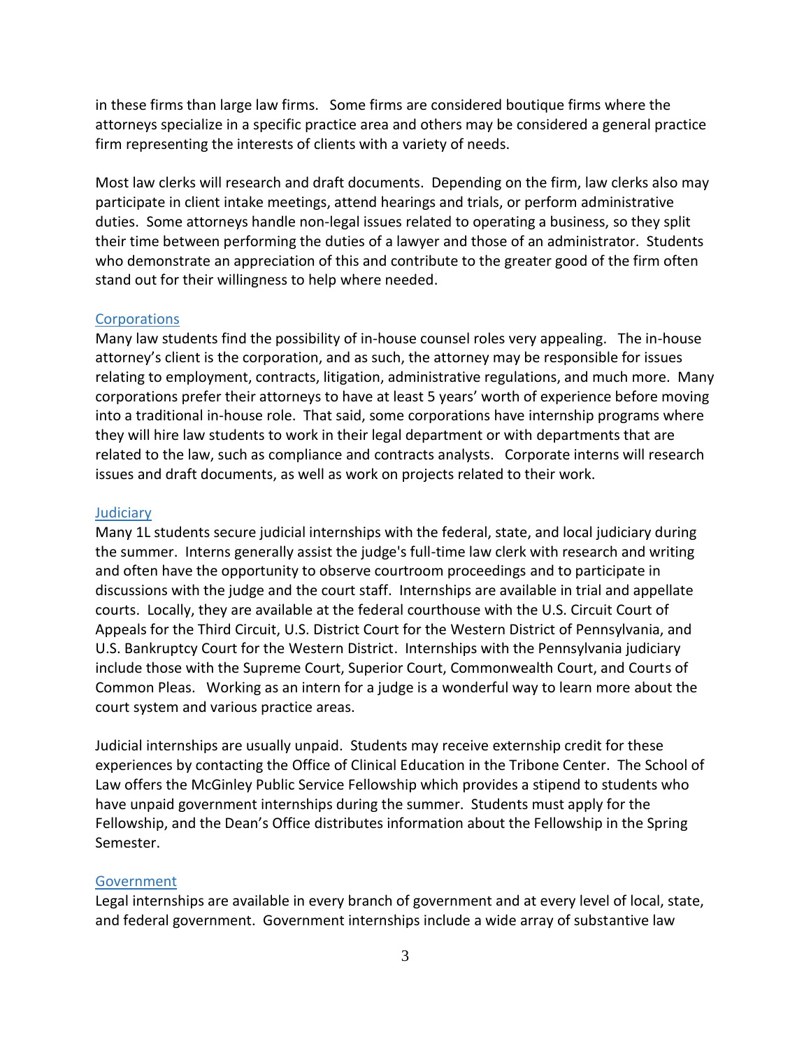in these firms than large law firms. Some firms are considered boutique firms where the attorneys specialize in a specific practice area and others may be considered a general practice firm representing the interests of clients with a variety of needs.

Most law clerks will research and draft documents. Depending on the firm, law clerks also may participate in client intake meetings, attend hearings and trials, or perform administrative duties. Some attorneys handle non-legal issues related to operating a business, so they split their time between performing the duties of a lawyer and those of an administrator. Students who demonstrate an appreciation of this and contribute to the greater good of the firm often stand out for their willingness to help where needed.

### Corporations

Many law students find the possibility of in-house counsel roles very appealing. The in-house attorney's client is the corporation, and as such, the attorney may be responsible for issues relating to employment, contracts, litigation, administrative regulations, and much more. Many corporations prefer their attorneys to have at least 5 years' worth of experience before moving into a traditional in-house role. That said, some corporations have internship programs where they will hire law students to work in their legal department or with departments that are related to the law, such as compliance and contracts analysts. Corporate interns will research issues and draft documents, as well as work on projects related to their work.

### Judiciary

Many 1L students secure judicial internships with the federal, state, and local judiciary during the summer. Interns generally assist the judge's full-time law clerk with research and writing and often have the opportunity to observe courtroom proceedings and to participate in discussions with the judge and the court staff. Internships are available in trial and appellate courts. Locally, they are available at the federal courthouse with the U.S. Circuit Court of Appeals for the Third Circuit, U.S. District Court for the Western District of Pennsylvania, and U.S. Bankruptcy Court for the Western District. Internships with the Pennsylvania judiciary include those with the Supreme Court, Superior Court, Commonwealth Court, and Courts of Common Pleas. Working as an intern for a judge is a wonderful way to learn more about the court system and various practice areas.

Judicial internships are usually unpaid. Students may receive externship credit for these experiences by contacting the Office of Clinical Education in the Tribone Center. The School of Law offers the McGinley Public Service Fellowship which provides a stipend to students who have unpaid government internships during the summer. Students must apply for the Fellowship, and the Dean's Office distributes information about the Fellowship in the Spring Semester.

### Government

Legal internships are available in every branch of government and at every level of local, state, and federal government. Government internships include a wide array of substantive law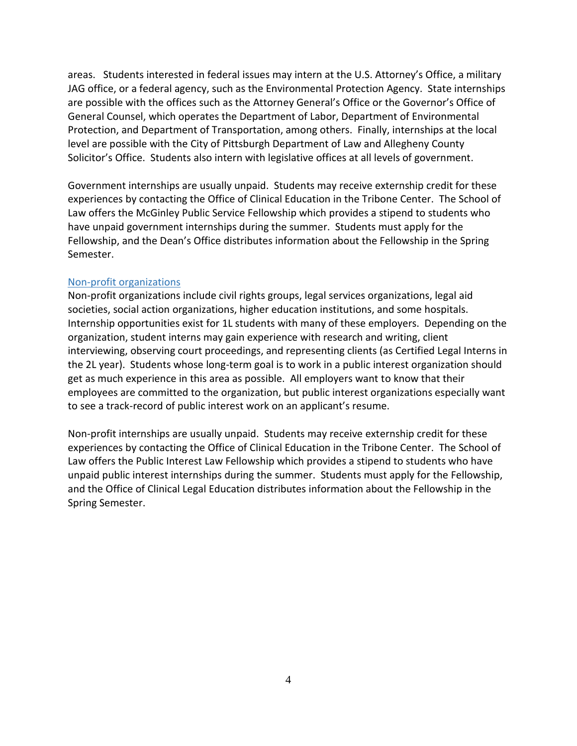areas. Students interested in federal issues may intern at the U.S. Attorney's Office, a military JAG office, or a federal agency, such as the Environmental Protection Agency. State internships are possible with the offices such as the Attorney General's Office or the Governor's Office of General Counsel, which operates the Department of Labor, Department of Environmental Protection, and Department of Transportation, among others. Finally, internships at the local level are possible with the City of Pittsburgh Department of Law and Allegheny County Solicitor's Office. Students also intern with legislative offices at all levels of government.

Government internships are usually unpaid. Students may receive externship credit for these experiences by contacting the Office of Clinical Education in the Tribone Center. The School of Law offers the McGinley Public Service Fellowship which provides a stipend to students who have unpaid government internships during the summer. Students must apply for the Fellowship, and the Dean's Office distributes information about the Fellowship in the Spring Semester.

### Non-profit organizations

Non-profit organizations include civil rights groups, legal services organizations, legal aid societies, social action organizations, higher education institutions, and some hospitals. Internship opportunities exist for 1L students with many of these employers. Depending on the organization, student interns may gain experience with research and writing, client interviewing, observing court proceedings, and representing clients (as Certified Legal Interns in the 2L year). Students whose long-term goal is to work in a public interest organization should get as much experience in this area as possible. All employers want to know that their employees are committed to the organization, but public interest organizations especially want to see a track-record of public interest work on an applicant's resume.

Non-profit internships are usually unpaid. Students may receive externship credit for these experiences by contacting the Office of Clinical Education in the Tribone Center. The School of Law offers the Public Interest Law Fellowship which provides a stipend to students who have unpaid public interest internships during the summer. Students must apply for the Fellowship, and the Office of Clinical Legal Education distributes information about the Fellowship in the Spring Semester.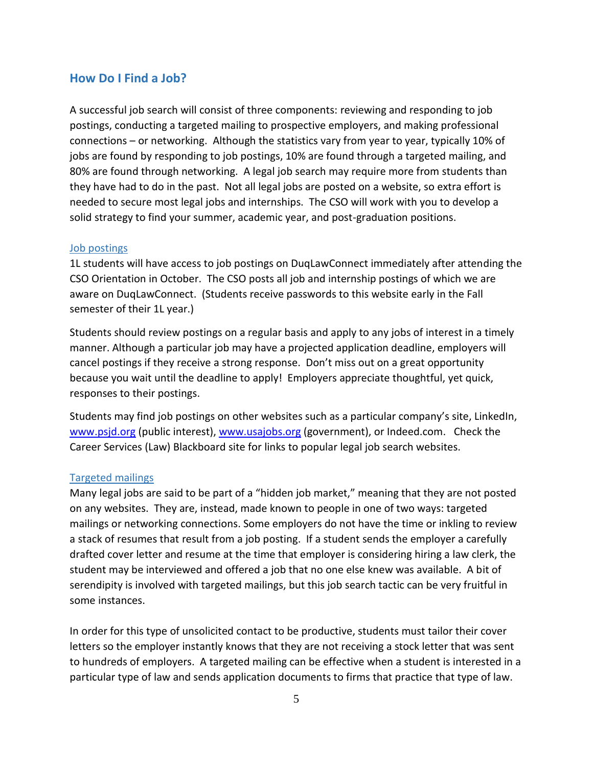## How Do I Find a Job?

A successful job search will consist of three components: reviewing and responding to job postings, conducting a targeted mailing to prospective employers, and making professional connections – or networking. Although the statistics vary from year to year, typically 10% of jobs are found by responding to job postings, 10% are found through a targeted mailing, and 80% are found through networking. A legal job search may require more from students than they have had to do in the past. Not all legal jobs are posted on a website, so extra effort is needed to secure most legal jobs and internships. The CSO will work with you to develop a solid strategy to find your summer, academic year, and post-graduation positions.

### Job postings

1L students will have access to job postings on DuqLawConnect immediately after attending the CSO Orientation in October. The CSO posts all job and internship postings of which we are aware on DuqLawConnect. (Students receive passwords to this website early in the Fall semester of their 1L year.)

Students should review postings on a regular basis and apply to any jobs of interest in a timely manner. Although a particular job may have a projected application deadline, employers will cancel postings if they receive a strong response. Don't miss out on a great opportunity because you wait until the deadline to apply! Employers appreciate thoughtful, yet quick, responses to their postings.

Students may find job postings on other websites such as a particular company's site, LinkedIn, www.psjd.org (public interest), www.usajobs.org (government), or Indeed.com. Check the Career Services (Law) Blackboard site for links to popular legal job search websites.

### Targeted mailings

Many legal jobs are said to be part of a "hidden job market," meaning that they are not posted on any websites. They are, instead, made known to people in one of two ways: targeted mailings or networking connections. Some employers do not have the time or inkling to review a stack of resumes that result from a job posting. If a student sends the employer a carefully drafted cover letter and resume at the time that employer is considering hiring a law clerk, the student may be interviewed and offered a job that no one else knew was available. A bit of serendipity is involved with targeted mailings, but this job search tactic can be very fruitful in some instances.

In order for this type of unsolicited contact to be productive, students must tailor their cover letters so the employer instantly knows that they are not receiving a stock letter that was sent to hundreds of employers. A targeted mailing can be effective when a student is interested in a particular type of law and sends application documents to firms that practice that type of law.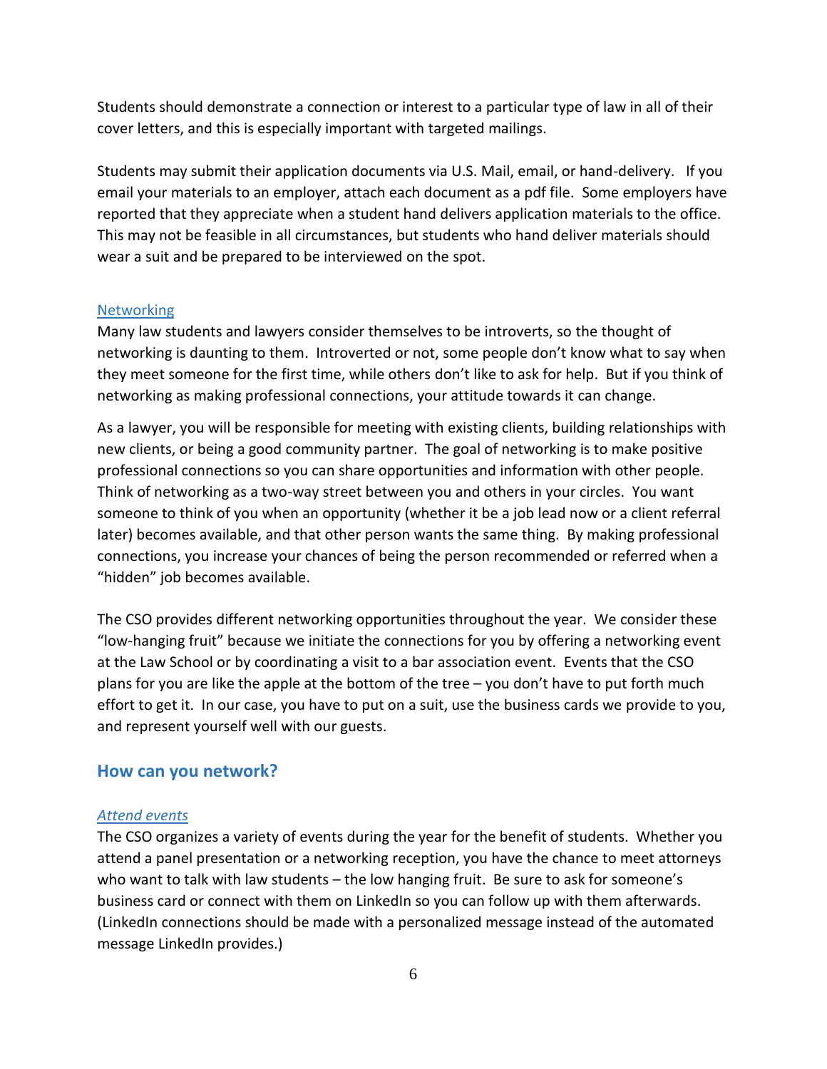Students should demonstrate a connection or interest to a particular type of law in all of their cover letters, and this is especially important with targeted mailings.

Students may submit their application documents via U.S. Mail, email, or hand-delivery. If you email your materials to an employer, attach each document as a pdf file. Some employers have reported that they appreciate when a student hand delivers application materials to the office. This may not be feasible in all circumstances, but students who hand deliver materials should wear a suit and be prepared to be interviewed on the spot.

### Networking

Many law students and lawyers consider themselves to be introverts, so the thought of networking is daunting to them. Introverted or not, some people don't know what to say when they meet someone for the first time, while others don't like to ask for help. But if you think of networking as making professional connections, your attitude towards it can change.

As a lawyer, you will be responsible for meeting with existing clients, building relationships with new clients, or being a good community partner. The goal of networking is to make positive professional connections so you can share opportunities and information with other people. Think of networking as a two-way street between you and others in your circles. You want someone to think of you when an opportunity (whether it be a job lead now or a client referral later) becomes available, and that other person wants the same thing. By making professional connections, you increase your chances of being the person recommended or referred when a "hidden" job becomes available.

The CSO provides different networking opportunities throughout the year. We consider these "low-hanging fruit" because we initiate the connections for you by offering a networking event at the Law School or by coordinating a visit to a bar association event. Events that the CSO plans for you are like the apple at the bottom of the tree – you don't have to put forth much effort to get it. In our case, you have to put on a suit, use the business cards we provide to you, and represent yourself well with our guests.

## How can you network?

#### *Attend events*

The CSO organizes a variety of events during the year for the benefit of students. Whether you attend a panel presentation or a networking reception, you have the chance to meet attorneys who want to talk with law students – the low hanging fruit. Be sure to ask for someone's business card or connect with them on LinkedIn so you can follow up with them afterwards. (LinkedIn connections should be made with a personalized message instead of the automated message LinkedIn provides.)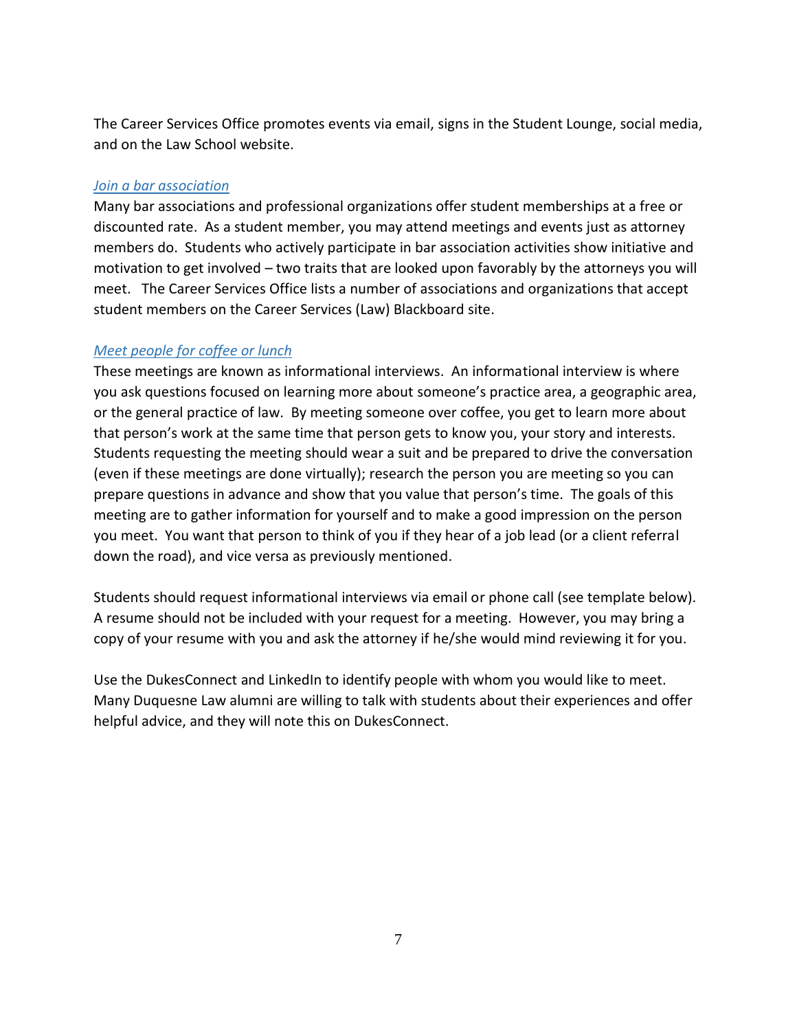The Career Services Office promotes events via email, signs in the Student Lounge, social media, and on the Law School website.

### *Join a bar association*

Many bar associations and professional organizations offer student memberships at a free or discounted rate. As a student member, you may attend meetings and events just as attorney members do. Students who actively participate in bar association activities show initiative and motivation to get involved – two traits that are looked upon favorably by the attorneys you will meet. The Career Services Office lists a number of associations and organizations that accept student members on the Career Services (Law) Blackboard site.

### *Meet people for coffee or lunch*

These meetings are known as informational interviews. An informational interview is where you ask questions focused on learning more about someone's practice area, a geographic area, or the general practice of law. By meeting someone over coffee, you get to learn more about that person's work at the same time that person gets to know you, your story and interests. Students requesting the meeting should wear a suit and be prepared to drive the conversation (even if these meetings are done virtually); research the person you are meeting so you can prepare questions in advance and show that you value that person's time. The goals of this meeting are to gather information for yourself and to make a good impression on the person you meet. You want that person to think of you if they hear of a job lead (or a client referral down the road), and vice versa as previously mentioned.

Students should request informational interviews via email or phone call (see template below). A resume should not be included with your request for a meeting. However, you may bring a copy of your resume with you and ask the attorney if he/she would mind reviewing it for you.

Use the DukesConnect and LinkedIn to identify people with whom you would like to meet. Many Duquesne Law alumni are willing to talk with students about their experiences and offer helpful advice, and they will note this on DukesConnect.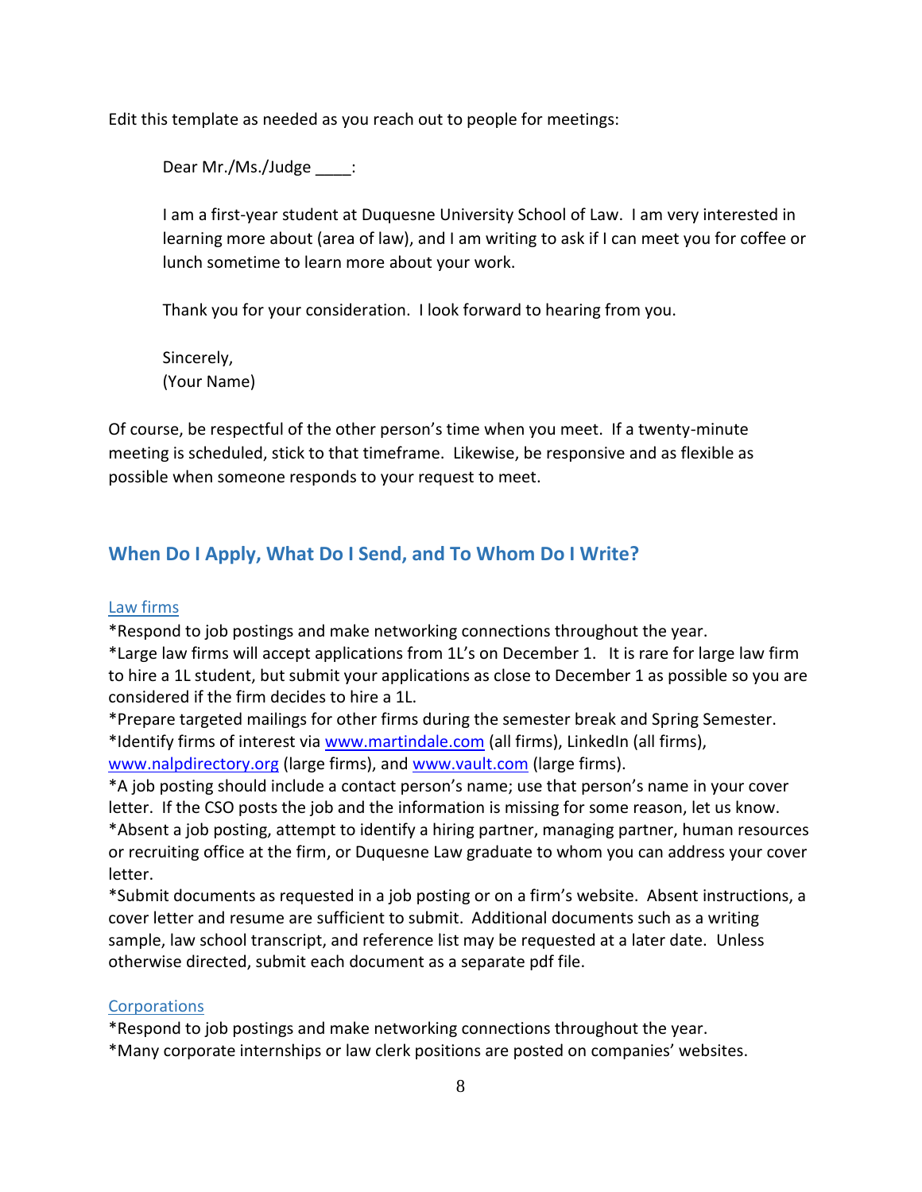Edit this template as needed as you reach out to people for meetings:

> Dear Mr./Ms./Judge ____:
>
> I am a first-year student at Duquesne University School of Law. I am very interested in learning more about (area of law), and I am writing to ask if I can meet you for coffee or lunch sometime to learn more about your work.
>
> Thank you for your consideration. I look forward to hearing from you.
>
> Sincerely,
> (Your Name)

Of course, be respectful of the other person's time when you meet. If a twenty-minute meeting is scheduled, stick to that timeframe. Likewise, be responsive and as flexible as possible when someone responds to your request to meet.

## When Do I Apply, What Do I Send, and To Whom Do I Write?

### Law firms

*Respond to job postings and make networking connections throughout the year.
*Large law firms will accept applications from 1L's on December 1. It is rare for large law firm to hire a 1L student, but submit your applications as close to December 1 as possible so you are considered if the firm decides to hire a 1L.
*Prepare targeted mailings for other firms during the semester break and Spring Semester.
*Identify firms of interest via www.martindale.com (all firms), LinkedIn (all firms), www.nalpdirectory.org (large firms), and www.vault.com (large firms).
*A job posting should include a contact person's name; use that person's name in your cover letter. If the CSO posts the job and the information is missing for some reason, let us know.
*Absent a job posting, attempt to identify a hiring partner, managing partner, human resources or recruiting office at the firm, or Duquesne Law graduate to whom you can address your cover letter.
*Submit documents as requested in a job posting or on a firm's website. Absent instructions, a cover letter and resume are sufficient to submit. Additional documents such as a writing sample, law school transcript, and reference list may be requested at a later date. Unless otherwise directed, submit each document as a separate pdf file.

### Corporations

*Respond to job postings and make networking connections throughout the year.
*Many corporate internships or law clerk positions are posted on companies' websites.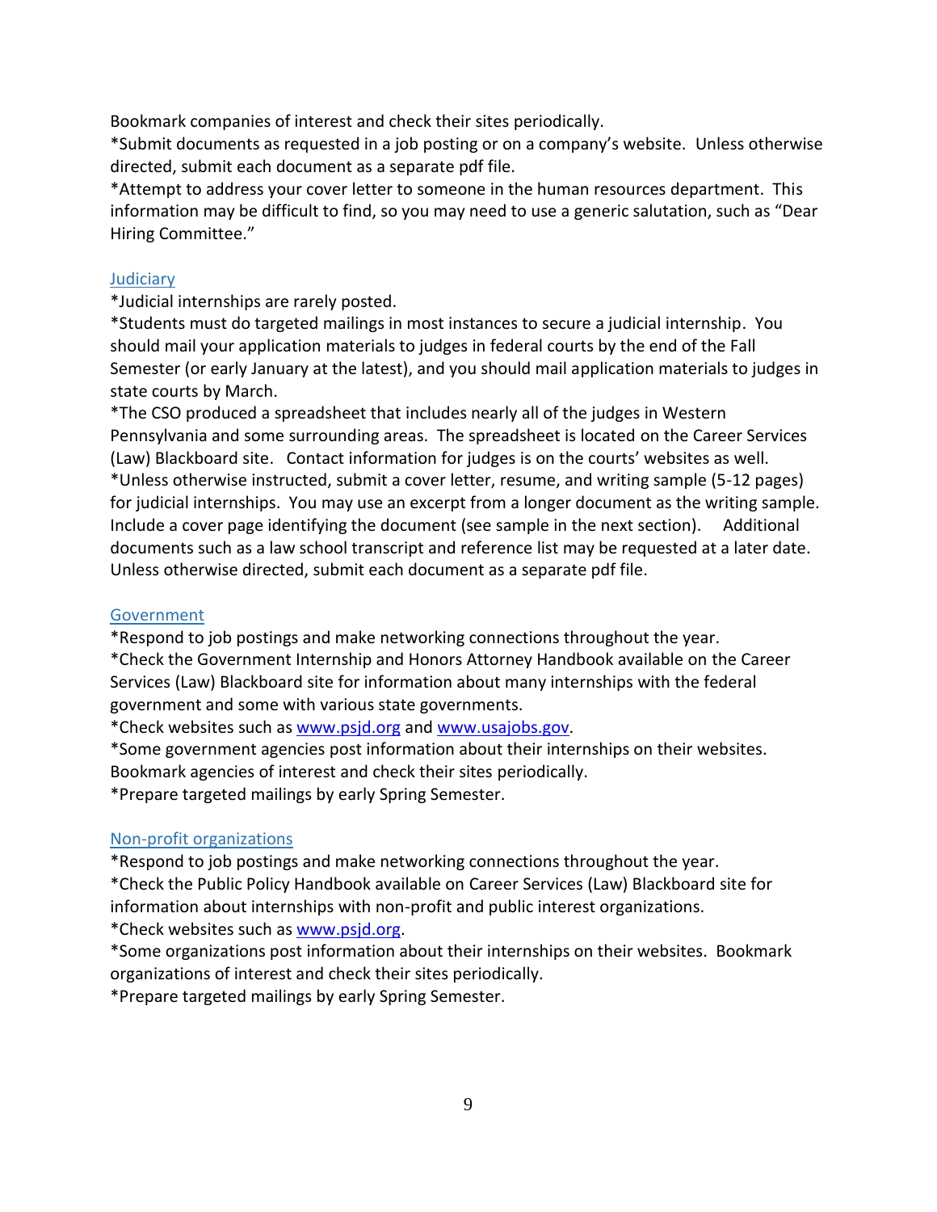Bookmark companies of interest and check their sites periodically.
*Submit documents as requested in a job posting or on a company's website. Unless otherwise directed, submit each document as a separate pdf file.
*Attempt to address your cover letter to someone in the human resources department. This information may be difficult to find, so you may need to use a generic salutation, such as "Dear Hiring Committee."

### Judiciary

*Judicial internships are rarely posted.
*Students must do targeted mailings in most instances to secure a judicial internship. You should mail your application materials to judges in federal courts by the end of the Fall Semester (or early January at the latest), and you should mail application materials to judges in state courts by March.
*The CSO produced a spreadsheet that includes nearly all of the judges in Western Pennsylvania and some surrounding areas. The spreadsheet is located on the Career Services (Law) Blackboard site. Contact information for judges is on the courts' websites as well.
*Unless otherwise instructed, submit a cover letter, resume, and writing sample (5-12 pages) for judicial internships. You may use an excerpt from a longer document as the writing sample. Include a cover page identifying the document (see sample in the next section). Additional documents such as a law school transcript and reference list may be requested at a later date. Unless otherwise directed, submit each document as a separate pdf file.

### Government

*Respond to job postings and make networking connections throughout the year.
*Check the Government Internship and Honors Attorney Handbook available on the Career Services (Law) Blackboard site for information about many internships with the federal government and some with various state governments.
*Check websites such as [www.psjd.org](http://www.psjd.org) and [www.usajobs.gov](http://www.usajobs.gov).
*Some government agencies post information about their internships on their websites. Bookmark agencies of interest and check their sites periodically.
*Prepare targeted mailings by early Spring Semester.

### Non-profit organizations

*Respond to job postings and make networking connections throughout the year.
*Check the Public Policy Handbook available on Career Services (Law) Blackboard site for information about internships with non-profit and public interest organizations.
*Check websites such as [www.psjd.org](http://www.psjd.org).
*Some organizations post information about their internships on their websites. Bookmark organizations of interest and check their sites periodically.
*Prepare targeted mailings by early Spring Semester.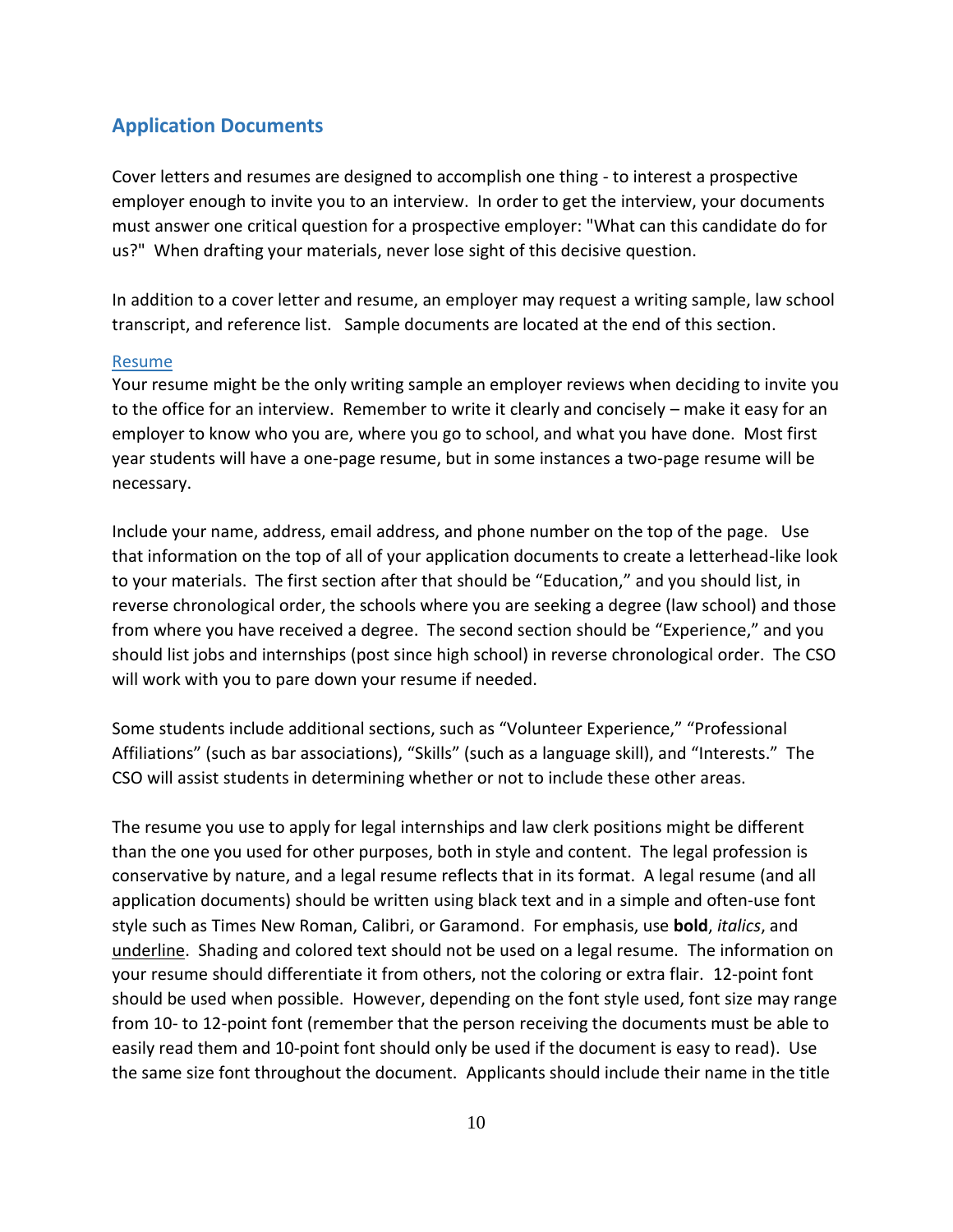## Application Documents

Cover letters and resumes are designed to accomplish one thing - to interest a prospective employer enough to invite you to an interview. In order to get the interview, your documents must answer one critical question for a prospective employer: "What can this candidate do for us?" When drafting your materials, never lose sight of this decisive question.

In addition to a cover letter and resume, an employer may request a writing sample, law school transcript, and reference list. Sample documents are located at the end of this section.

### Resume

Your resume might be the only writing sample an employer reviews when deciding to invite you to the office for an interview. Remember to write it clearly and concisely – make it easy for an employer to know who you are, where you go to school, and what you have done. Most first year students will have a one-page resume, but in some instances a two-page resume will be necessary.

Include your name, address, email address, and phone number on the top of the page. Use that information on the top of all of your application documents to create a letterhead-like look to your materials. The first section after that should be "Education," and you should list, in reverse chronological order, the schools where you are seeking a degree (law school) and those from where you have received a degree. The second section should be "Experience," and you should list jobs and internships (post since high school) in reverse chronological order. The CSO will work with you to pare down your resume if needed.

Some students include additional sections, such as "Volunteer Experience," "Professional Affiliations" (such as bar associations), "Skills" (such as a language skill), and "Interests." The CSO will assist students in determining whether or not to include these other areas.

The resume you use to apply for legal internships and law clerk positions might be different than the one you used for other purposes, both in style and content. The legal profession is conservative by nature, and a legal resume reflects that in its format. A legal resume (and all application documents) should be written using black text and in a simple and often-use font style such as Times New Roman, Calibri, or Garamond. For emphasis, use **bold**, *italics*, and <u>underline</u>. Shading and colored text should not be used on a legal resume. The information on your resume should differentiate it from others, not the coloring or extra flair. 12-point font should be used when possible. However, depending on the font style used, font size may range from 10- to 12-point font (remember that the person receiving the documents must be able to easily read them and 10-point font should only be used if the document is easy to read). Use the same size font throughout the document. Applicants should include their name in the title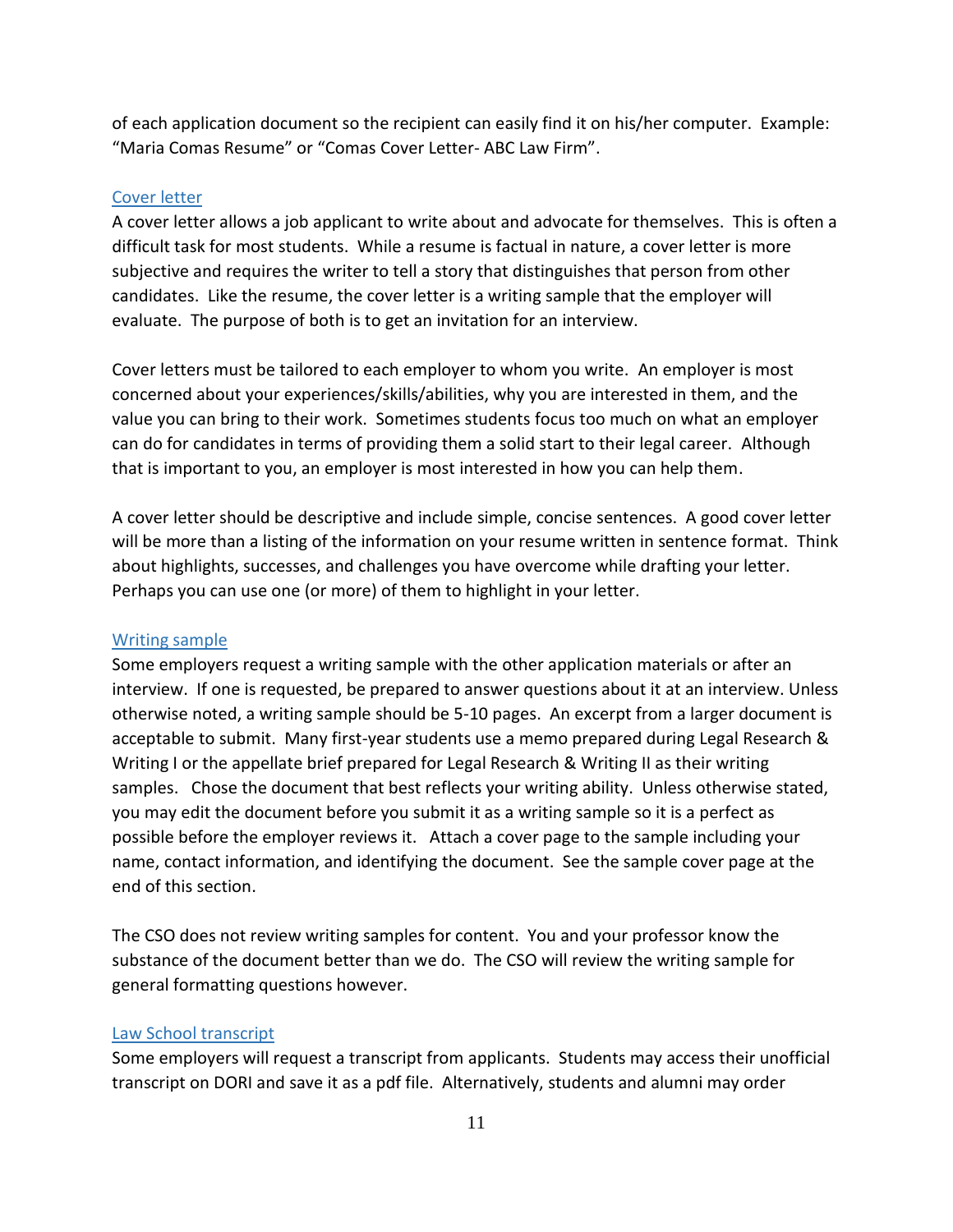of each application document so the recipient can easily find it on his/her computer.  Example: "Maria Comas Resume" or "Comas Cover Letter- ABC Law Firm".

### Cover letter

A cover letter allows a job applicant to write about and advocate for themselves.  This is often a difficult task for most students.  While a resume is factual in nature, a cover letter is more subjective and requires the writer to tell a story that distinguishes that person from other candidates.  Like the resume, the cover letter is a writing sample that the employer will evaluate.  The purpose of both is to get an invitation for an interview.

Cover letters must be tailored to each employer to whom you write.  An employer is most concerned about your experiences/skills/abilities, why you are interested in them, and the value you can bring to their work.  Sometimes students focus too much on what an employer can do for candidates in terms of providing them a solid start to their legal career.  Although that is important to you, an employer is most interested in how you can help them.

A cover letter should be descriptive and include simple, concise sentences.  A good cover letter will be more than a listing of the information on your resume written in sentence format.  Think about highlights, successes, and challenges you have overcome while drafting your letter.  Perhaps you can use one (or more) of them to highlight in your letter.

### Writing sample

Some employers request a writing sample with the other application materials or after an interview.  If one is requested, be prepared to answer questions about it at an interview. Unless otherwise noted, a writing sample should be 5-10 pages.  An excerpt from a larger document is acceptable to submit.  Many first-year students use a memo prepared during Legal Research & Writing I or the appellate brief prepared for Legal Research & Writing II as their writing samples.   Chose the document that best reflects your writing ability.  Unless otherwise stated, you may edit the document before you submit it as a writing sample so it is a perfect as possible before the employer reviews it.   Attach a cover page to the sample including your name, contact information, and identifying the document.  See the sample cover page at the end of this section.

The CSO does not review writing samples for content.  You and your professor know the substance of the document better than we do.  The CSO will review the writing sample for general formatting questions however.

### Law School transcript

Some employers will request a transcript from applicants.  Students may access their unofficial transcript on DORI and save it as a pdf file.  Alternatively, students and alumni may order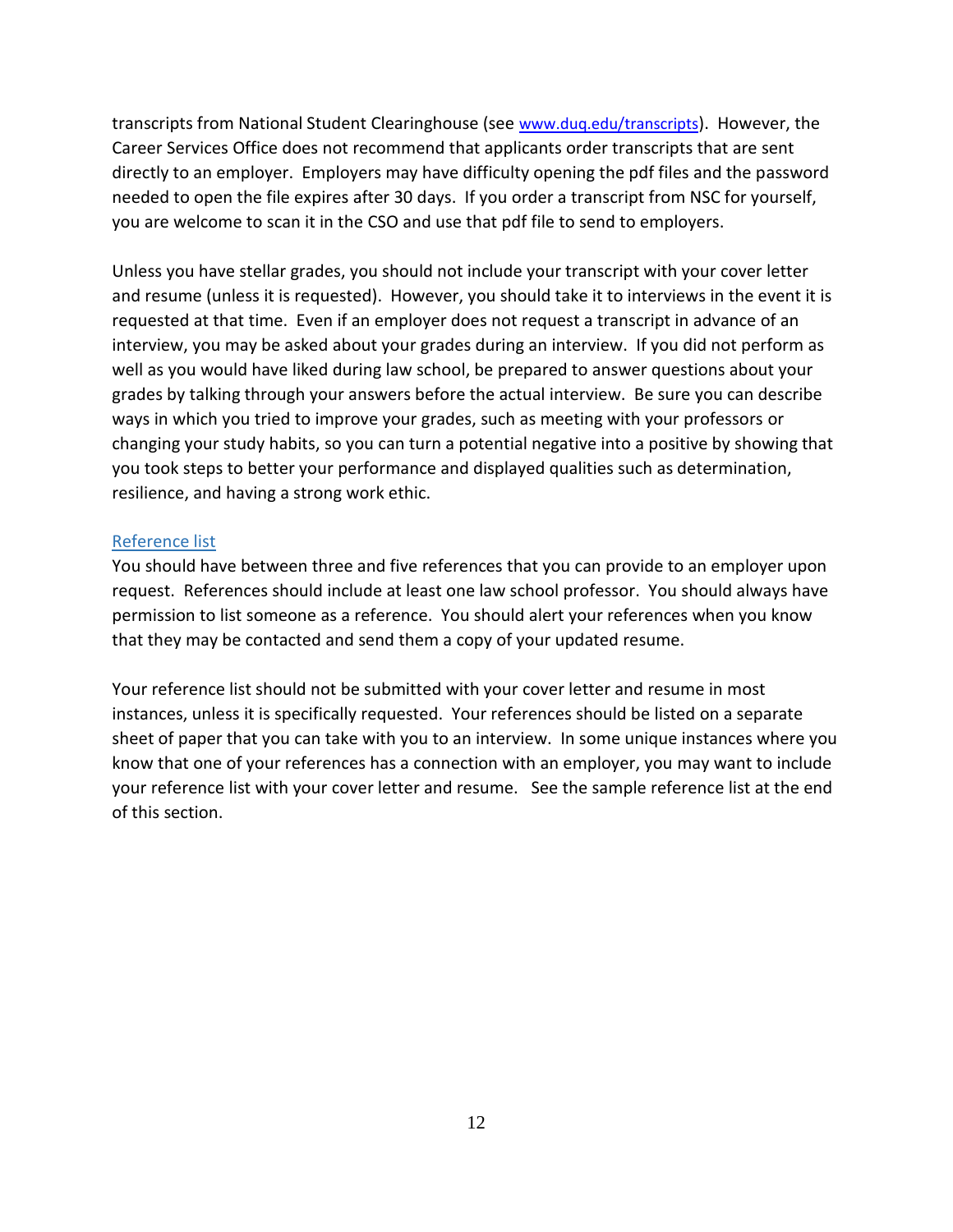transcripts from National Student Clearinghouse (see www.duq.edu/transcripts). However, the Career Services Office does not recommend that applicants order transcripts that are sent directly to an employer. Employers may have difficulty opening the pdf files and the password needed to open the file expires after 30 days. If you order a transcript from NSC for yourself, you are welcome to scan it in the CSO and use that pdf file to send to employers.

Unless you have stellar grades, you should not include your transcript with your cover letter and resume (unless it is requested). However, you should take it to interviews in the event it is requested at that time. Even if an employer does not request a transcript in advance of an interview, you may be asked about your grades during an interview. If you did not perform as well as you would have liked during law school, be prepared to answer questions about your grades by talking through your answers before the actual interview. Be sure you can describe ways in which you tried to improve your grades, such as meeting with your professors or changing your study habits, so you can turn a potential negative into a positive by showing that you took steps to better your performance and displayed qualities such as determination, resilience, and having a strong work ethic.

## Reference list

You should have between three and five references that you can provide to an employer upon request. References should include at least one law school professor. You should always have permission to list someone as a reference. You should alert your references when you know that they may be contacted and send them a copy of your updated resume.

Your reference list should not be submitted with your cover letter and resume in most instances, unless it is specifically requested. Your references should be listed on a separate sheet of paper that you can take with you to an interview. In some unique instances where you know that one of your references has a connection with an employer, you may want to include your reference list with your cover letter and resume. See the sample reference list at the end of this section.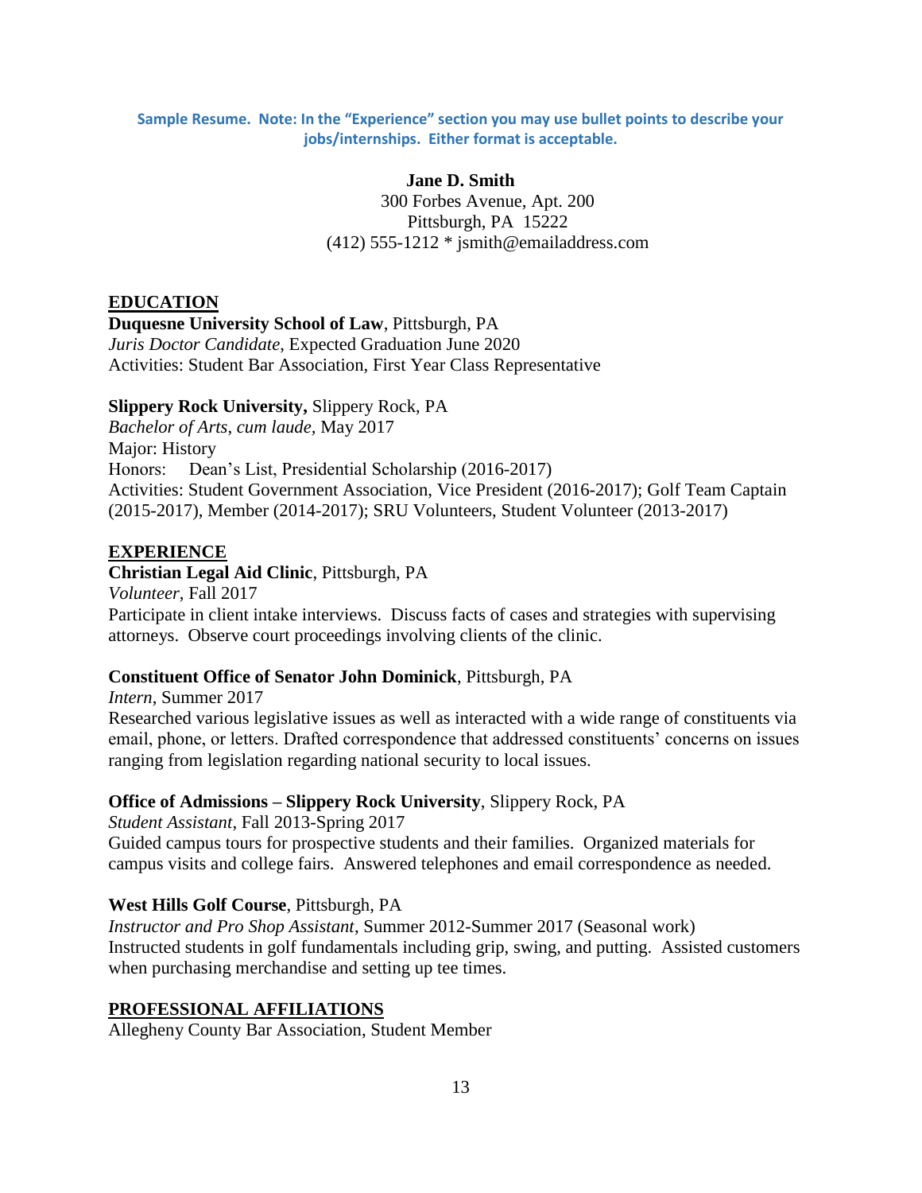**Sample Resume. Note: In the "Experience" section you may use bullet points to describe your jobs/internships. Either format is acceptable.**

**Jane D. Smith**
300 Forbes Avenue, Apt. 200
Pittsburgh, PA 15222
(412) 555-1212 * jsmith@emailaddress.com

## EDUCATION

**Duquesne University School of Law**, Pittsburgh, PA
*Juris Doctor Candidate*, Expected Graduation June 2020
Activities: Student Bar Association, First Year Class Representative

**Slippery Rock University,** Slippery Rock, PA
*Bachelor of Arts*, *cum laude*, May 2017
Major: History
Honors: Dean's List, Presidential Scholarship (2016-2017)
Activities: Student Government Association, Vice President (2016-2017); Golf Team Captain (2015-2017), Member (2014-2017); SRU Volunteers, Student Volunteer (2013-2017)

## EXPERIENCE

**Christian Legal Aid Clinic**, Pittsburgh, PA
*Volunteer*, Fall 2017
Participate in client intake interviews. Discuss facts of cases and strategies with supervising attorneys. Observe court proceedings involving clients of the clinic.

**Constituent Office of Senator John Dominick**, Pittsburgh, PA
*Intern*, Summer 2017
Researched various legislative issues as well as interacted with a wide range of constituents via email, phone, or letters. Drafted correspondence that addressed constituents' concerns on issues ranging from legislation regarding national security to local issues.

**Office of Admissions – Slippery Rock University**, Slippery Rock, PA
*Student Assistant*, Fall 2013-Spring 2017
Guided campus tours for prospective students and their families. Organized materials for campus visits and college fairs. Answered telephones and email correspondence as needed.

**West Hills Golf Course**, Pittsburgh, PA
*Instructor and Pro Shop Assistant*, Summer 2012-Summer 2017 (Seasonal work)
Instructed students in golf fundamentals including grip, swing, and putting. Assisted customers when purchasing merchandise and setting up tee times.

## PROFESSIONAL AFFILIATIONS

Allegheny County Bar Association, Student Member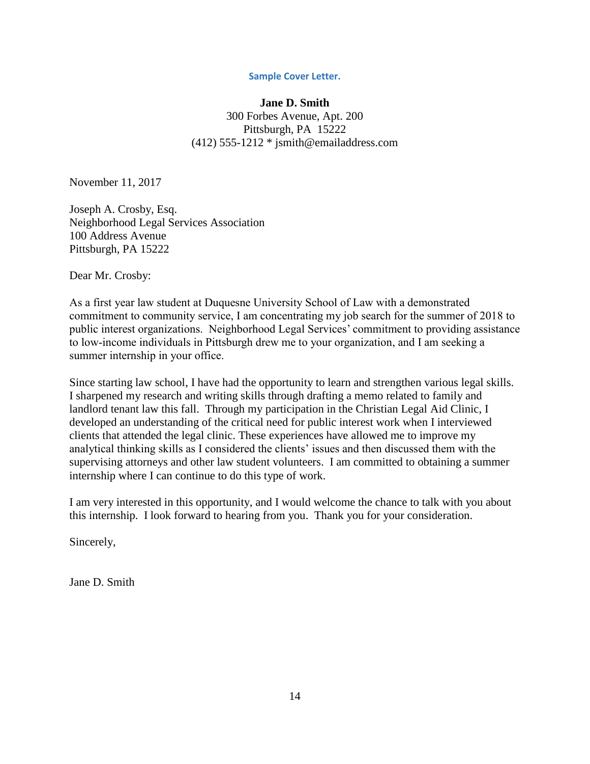**Sample Cover Letter.**

**Jane D. Smith**
300 Forbes Avenue, Apt. 200
Pittsburgh, PA 15222
(412) 555-1212 * jsmith@emailaddress.com

November 11, 2017

Joseph A. Crosby, Esq.
Neighborhood Legal Services Association
100 Address Avenue
Pittsburgh, PA 15222

Dear Mr. Crosby:

As a first year law student at Duquesne University School of Law with a demonstrated commitment to community service, I am concentrating my job search for the summer of 2018 to public interest organizations. Neighborhood Legal Services' commitment to providing assistance to low-income individuals in Pittsburgh drew me to your organization, and I am seeking a summer internship in your office.

Since starting law school, I have had the opportunity to learn and strengthen various legal skills. I sharpened my research and writing skills through drafting a memo related to family and landlord tenant law this fall. Through my participation in the Christian Legal Aid Clinic, I developed an understanding of the critical need for public interest work when I interviewed clients that attended the legal clinic. These experiences have allowed me to improve my analytical thinking skills as I considered the clients' issues and then discussed them with the supervising attorneys and other law student volunteers. I am committed to obtaining a summer internship where I can continue to do this type of work.

I am very interested in this opportunity, and I would welcome the chance to talk with you about this internship. I look forward to hearing from you. Thank you for your consideration.

Sincerely,

Jane D. Smith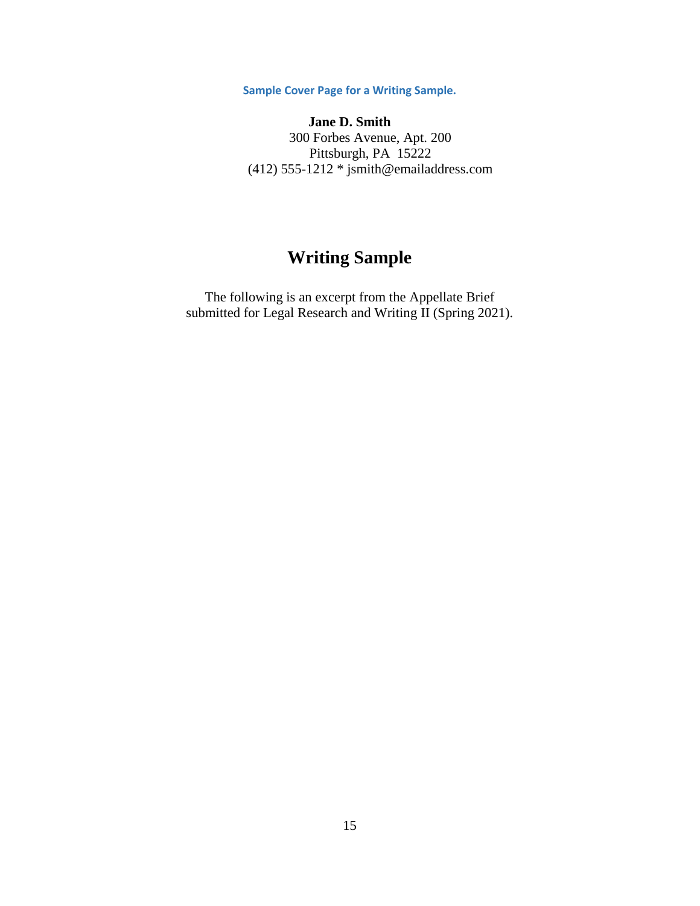**Sample Cover Page for a Writing Sample.**

**Jane D. Smith**
300 Forbes Avenue, Apt. 200
Pittsburgh, PA 15222
(412) 555-1212 * jsmith@emailaddress.com

# Writing Sample

The following is an excerpt from the Appellate Brief submitted for Legal Research and Writing II (Spring 2021).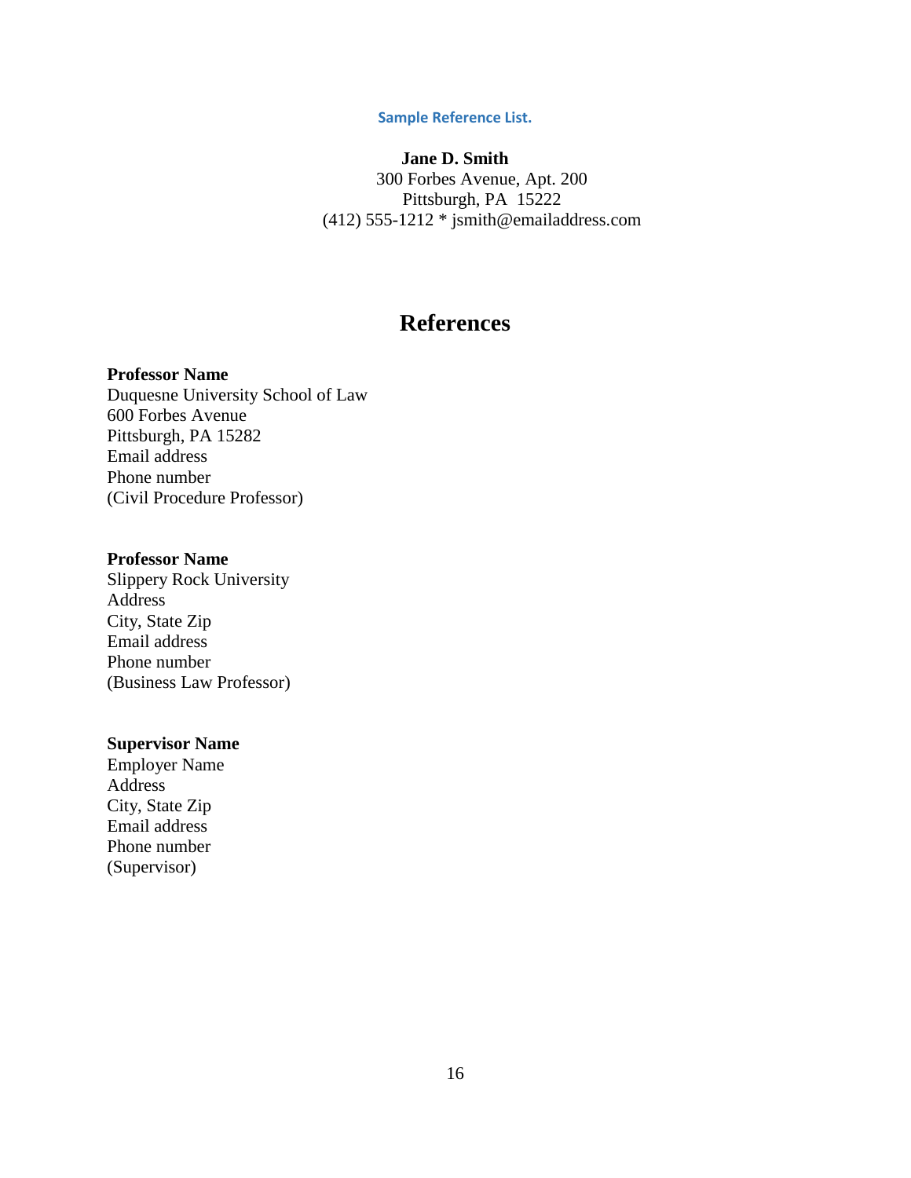**Sample Reference List.**

**Jane D. Smith**
300 Forbes Avenue, Apt. 200
Pittsburgh, PA 15222
(412) 555-1212 * jsmith@emailaddress.com

# References

**Professor Name**
Duquesne University School of Law
600 Forbes Avenue
Pittsburgh, PA 15282
Email address
Phone number
(Civil Procedure Professor)

**Professor Name**
Slippery Rock University
Address
City, State Zip
Email address
Phone number
(Business Law Professor)

**Supervisor Name**
Employer Name
Address
City, State Zip
Email address
Phone number
(Supervisor)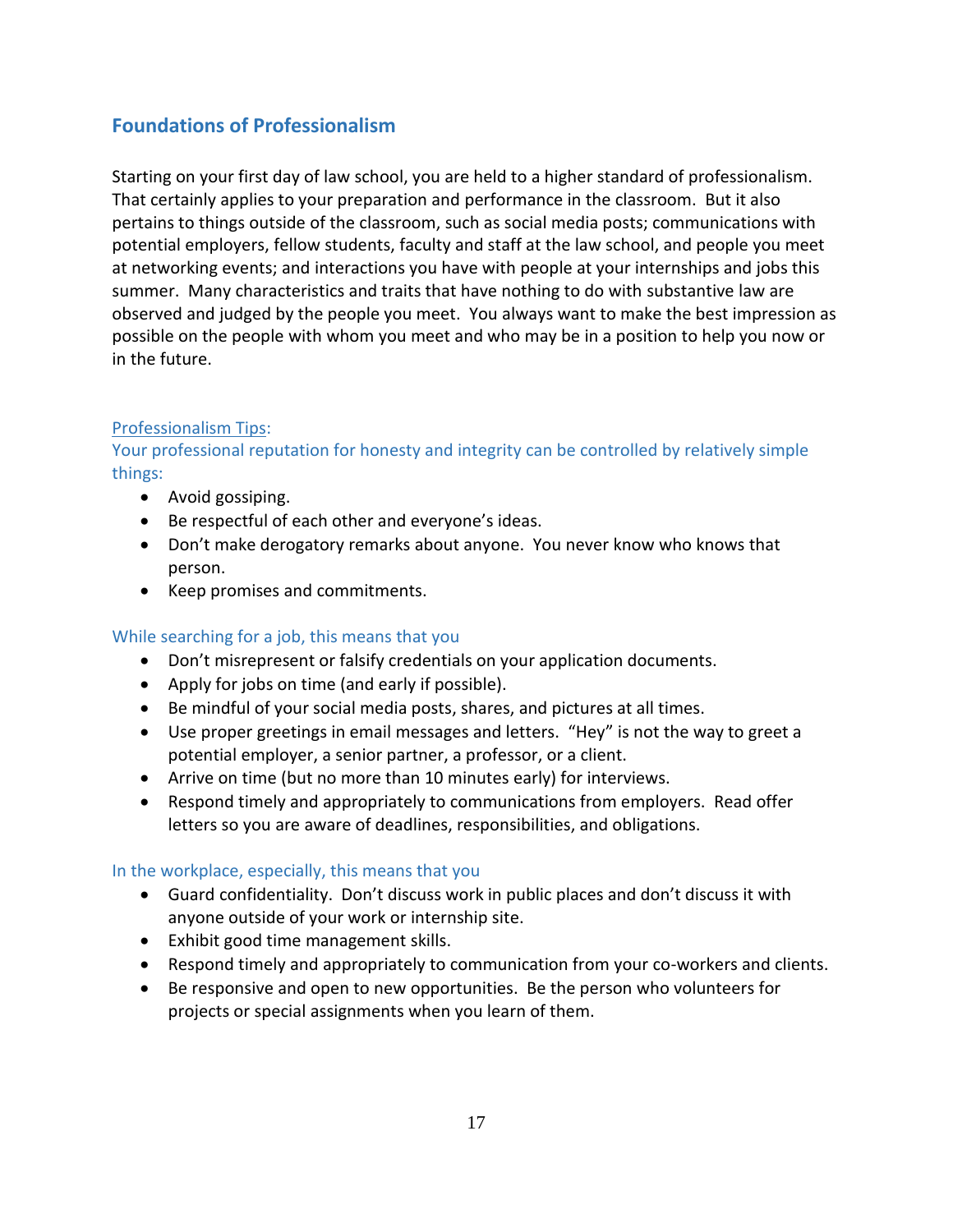## Foundations of Professionalism

Starting on your first day of law school, you are held to a higher standard of professionalism. That certainly applies to your preparation and performance in the classroom. But it also pertains to things outside of the classroom, such as social media posts; communications with potential employers, fellow students, faculty and staff at the law school, and people you meet at networking events; and interactions you have with people at your internships and jobs this summer. Many characteristics and traits that have nothing to do with substantive law are observed and judged by the people you meet. You always want to make the best impression as possible on the people with whom you meet and who may be in a position to help you now or in the future.

### Professionalism Tips:

Your professional reputation for honesty and integrity can be controlled by relatively simple things:

- Avoid gossiping.
- Be respectful of each other and everyone's ideas.
- Don't make derogatory remarks about anyone. You never know who knows that person.
- Keep promises and commitments.

While searching for a job, this means that you

- Don't misrepresent or falsify credentials on your application documents.
- Apply for jobs on time (and early if possible).
- Be mindful of your social media posts, shares, and pictures at all times.
- Use proper greetings in email messages and letters. "Hey" is not the way to greet a potential employer, a senior partner, a professor, or a client.
- Arrive on time (but no more than 10 minutes early) for interviews.
- Respond timely and appropriately to communications from employers. Read offer letters so you are aware of deadlines, responsibilities, and obligations.

In the workplace, especially, this means that you

- Guard confidentiality. Don't discuss work in public places and don't discuss it with anyone outside of your work or internship site.
- Exhibit good time management skills.
- Respond timely and appropriately to communication from your co-workers and clients.
- Be responsive and open to new opportunities. Be the person who volunteers for projects or special assignments when you learn of them.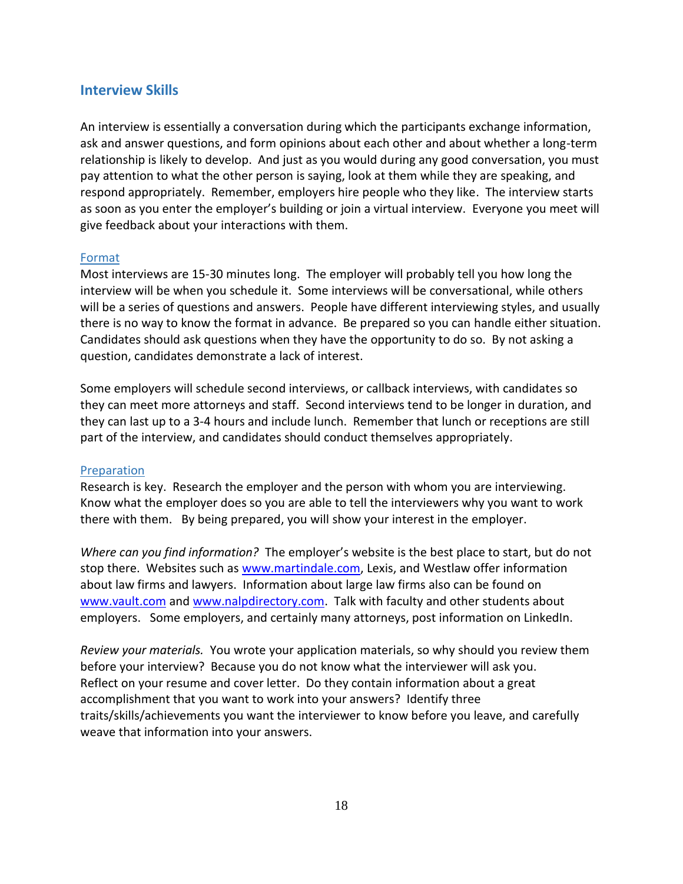## Interview Skills

An interview is essentially a conversation during which the participants exchange information, ask and answer questions, and form opinions about each other and about whether a long-term relationship is likely to develop. And just as you would during any good conversation, you must pay attention to what the other person is saying, look at them while they are speaking, and respond appropriately. Remember, employers hire people who they like. The interview starts as soon as you enter the employer's building or join a virtual interview. Everyone you meet will give feedback about your interactions with them.

### Format

Most interviews are 15-30 minutes long. The employer will probably tell you how long the interview will be when you schedule it. Some interviews will be conversational, while others will be a series of questions and answers. People have different interviewing styles, and usually there is no way to know the format in advance. Be prepared so you can handle either situation. Candidates should ask questions when they have the opportunity to do so. By not asking a question, candidates demonstrate a lack of interest.

Some employers will schedule second interviews, or callback interviews, with candidates so they can meet more attorneys and staff. Second interviews tend to be longer in duration, and they can last up to a 3-4 hours and include lunch. Remember that lunch or receptions are still part of the interview, and candidates should conduct themselves appropriately.

### Preparation

Research is key. Research the employer and the person with whom you are interviewing. Know what the employer does so you are able to tell the interviewers why you want to work there with them. By being prepared, you will show your interest in the employer.

*Where can you find information?* The employer's website is the best place to start, but do not stop there. Websites such as [www.martindale.com](www.martindale.com), Lexis, and Westlaw offer information about law firms and lawyers. Information about large law firms also can be found on [www.vault.com](www.vault.com) and [www.nalpdirectory.com](www.nalpdirectory.com). Talk with faculty and other students about employers. Some employers, and certainly many attorneys, post information on LinkedIn.

*Review your materials.* You wrote your application materials, so why should you review them before your interview? Because you do not know what the interviewer will ask you. Reflect on your resume and cover letter. Do they contain information about a great accomplishment that you want to work into your answers? Identify three traits/skills/achievements you want the interviewer to know before you leave, and carefully weave that information into your answers.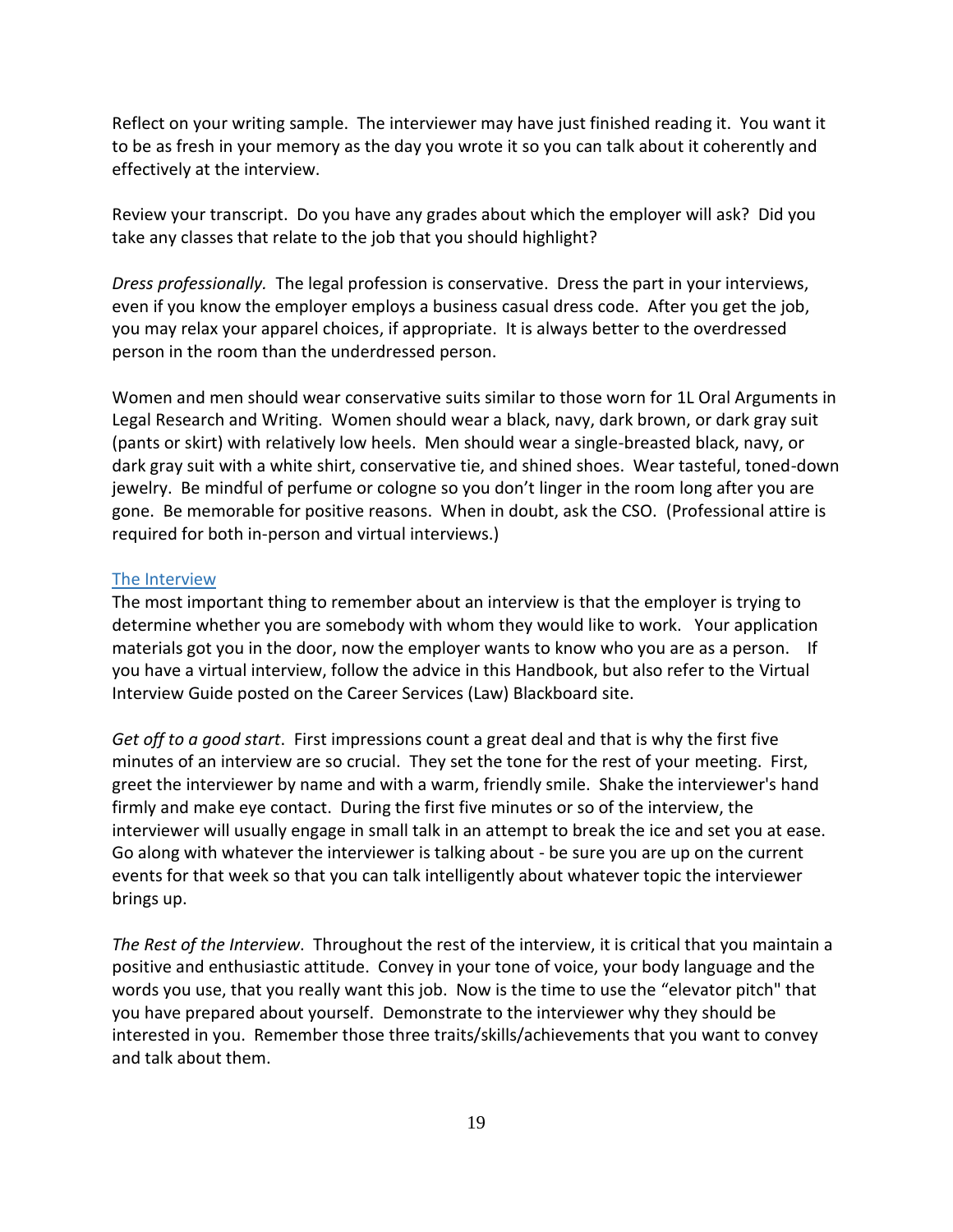Reflect on your writing sample. The interviewer may have just finished reading it. You want it to be as fresh in your memory as the day you wrote it so you can talk about it coherently and effectively at the interview.

Review your transcript. Do you have any grades about which the employer will ask? Did you take any classes that relate to the job that you should highlight?

*Dress professionally.* The legal profession is conservative. Dress the part in your interviews, even if you know the employer employs a business casual dress code. After you get the job, you may relax your apparel choices, if appropriate. It is always better to the overdressed person in the room than the underdressed person.

Women and men should wear conservative suits similar to those worn for 1L Oral Arguments in Legal Research and Writing. Women should wear a black, navy, dark brown, or dark gray suit (pants or skirt) with relatively low heels. Men should wear a single-breasted black, navy, or dark gray suit with a white shirt, conservative tie, and shined shoes. Wear tasteful, toned-down jewelry. Be mindful of perfume or cologne so you don't linger in the room long after you are gone. Be memorable for positive reasons. When in doubt, ask the CSO. (Professional attire is required for both in-person and virtual interviews.)

## The Interview

The most important thing to remember about an interview is that the employer is trying to determine whether you are somebody with whom they would like to work. Your application materials got you in the door, now the employer wants to know who you are as a person. If you have a virtual interview, follow the advice in this Handbook, but also refer to the Virtual Interview Guide posted on the Career Services (Law) Blackboard site.

*Get off to a good start*. First impressions count a great deal and that is why the first five minutes of an interview are so crucial. They set the tone for the rest of your meeting. First, greet the interviewer by name and with a warm, friendly smile. Shake the interviewer's hand firmly and make eye contact. During the first five minutes or so of the interview, the interviewer will usually engage in small talk in an attempt to break the ice and set you at ease. Go along with whatever the interviewer is talking about - be sure you are up on the current events for that week so that you can talk intelligently about whatever topic the interviewer brings up.

*The Rest of the Interview*. Throughout the rest of the interview, it is critical that you maintain a positive and enthusiastic attitude. Convey in your tone of voice, your body language and the words you use, that you really want this job. Now is the time to use the "elevator pitch" that you have prepared about yourself. Demonstrate to the interviewer why they should be interested in you. Remember those three traits/skills/achievements that you want to convey and talk about them.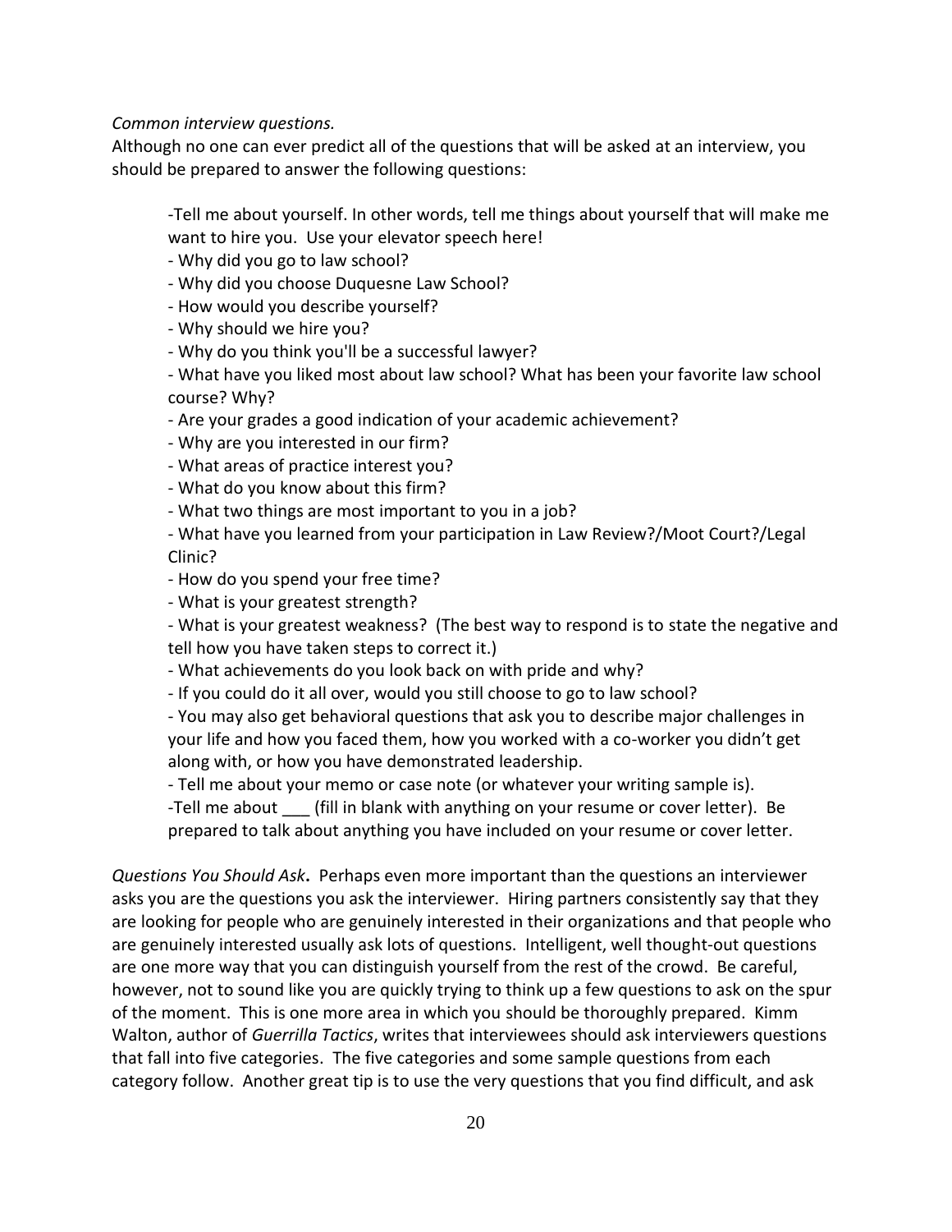*Common interview questions.*
Although no one can ever predict all of the questions that will be asked at an interview, you should be prepared to answer the following questions:

-Tell me about yourself. In other words, tell me things about yourself that will make me want to hire you. Use your elevator speech here!
- Why did you go to law school?
- Why did you choose Duquesne Law School?
- How would you describe yourself?
- Why should we hire you?
- Why do you think you'll be a successful lawyer?
- What have you liked most about law school? What has been your favorite law school course? Why?
- Are your grades a good indication of your academic achievement?
- Why are you interested in our firm?
- What areas of practice interest you?
- What do you know about this firm?
- What two things are most important to you in a job?
- What have you learned from your participation in Law Review?/Moot Court?/Legal Clinic?
- How do you spend your free time?
- What is your greatest strength?
- What is your greatest weakness? (The best way to respond is to state the negative and tell how you have taken steps to correct it.)
- What achievements do you look back on with pride and why?
- If you could do it all over, would you still choose to go to law school?
- You may also get behavioral questions that ask you to describe major challenges in your life and how you faced them, how you worked with a co-worker you didn't get along with, or how you have demonstrated leadership.
- Tell me about your memo or case note (or whatever your writing sample is).
-Tell me about ___ (fill in blank with anything on your resume or cover letter). Be prepared to talk about anything you have included on your resume or cover letter.

*Questions You Should Ask***.** Perhaps even more important than the questions an interviewer asks you are the questions you ask the interviewer. Hiring partners consistently say that they are looking for people who are genuinely interested in their organizations and that people who are genuinely interested usually ask lots of questions. Intelligent, well thought-out questions are one more way that you can distinguish yourself from the rest of the crowd. Be careful, however, not to sound like you are quickly trying to think up a few questions to ask on the spur of the moment. This is one more area in which you should be thoroughly prepared. Kimm Walton, author of *Guerrilla Tactics*, writes that interviewees should ask interviewers questions that fall into five categories. The five categories and some sample questions from each category follow. Another great tip is to use the very questions that you find difficult, and ask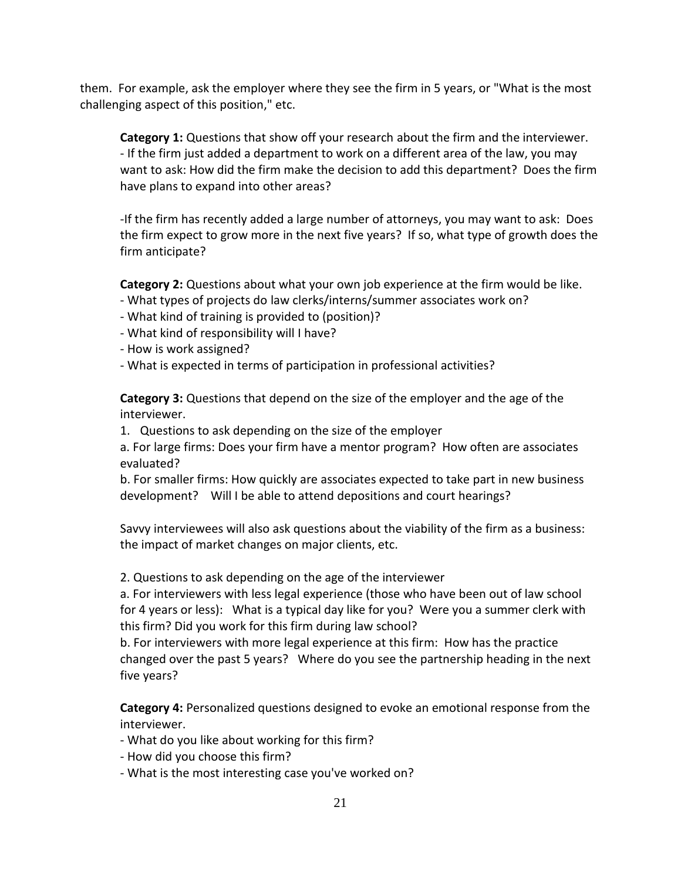them. For example, ask the employer where they see the firm in 5 years, or "What is the most challenging aspect of this position," etc.

**Category 1:** Questions that show off your research about the firm and the interviewer.
- If the firm just added a department to work on a different area of the law, you may want to ask: How did the firm make the decision to add this department? Does the firm have plans to expand into other areas?

-If the firm has recently added a large number of attorneys, you may want to ask: Does the firm expect to grow more in the next five years? If so, what type of growth does the firm anticipate?

**Category 2:** Questions about what your own job experience at the firm would be like.
- What types of projects do law clerks/interns/summer associates work on?
- What kind of training is provided to (position)?
- What kind of responsibility will I have?
- How is work assigned?
- What is expected in terms of participation in professional activities?

**Category 3:** Questions that depend on the size of the employer and the age of the interviewer.

1. Questions to ask depending on the size of the employer

a. For large firms: Does your firm have a mentor program? How often are associates evaluated?
b. For smaller firms: How quickly are associates expected to take part in new business development? Will I be able to attend depositions and court hearings?

Savvy interviewees will also ask questions about the viability of the firm as a business: the impact of market changes on major clients, etc.

2. Questions to ask depending on the age of the interviewer

a. For interviewers with less legal experience (those who have been out of law school for 4 years or less): What is a typical day like for you? Were you a summer clerk with this firm? Did you work for this firm during law school?
b. For interviewers with more legal experience at this firm: How has the practice changed over the past 5 years? Where do you see the partnership heading in the next five years?

**Category 4:** Personalized questions designed to evoke an emotional response from the interviewer.
- What do you like about working for this firm?
- How did you choose this firm?
- What is the most interesting case you've worked on?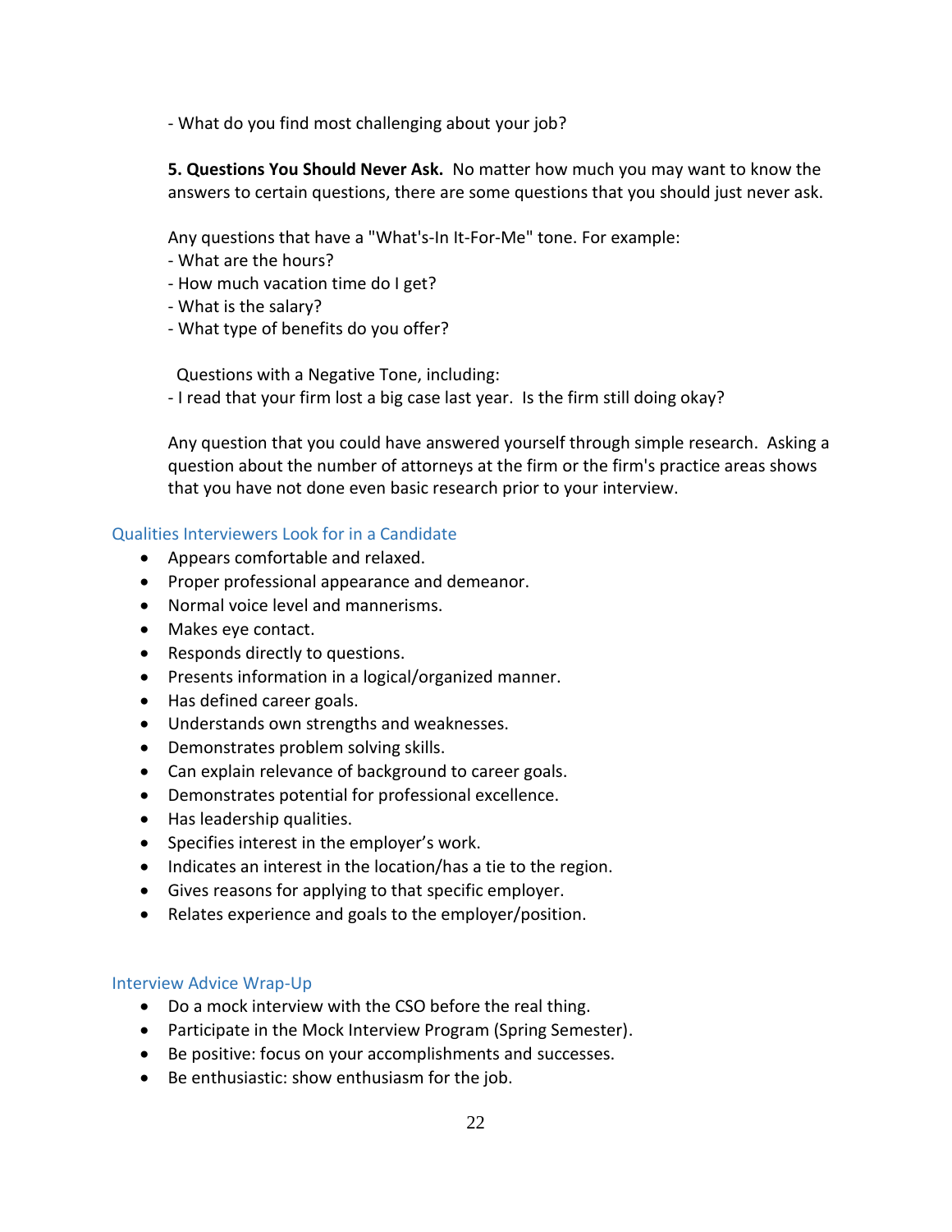- What do you find most challenging about your job?

**5. Questions You Should Never Ask.** No matter how much you may want to know the answers to certain questions, there are some questions that you should just never ask.

Any questions that have a "What's-In It-For-Me" tone. For example:
- What are the hours?
- How much vacation time do I get?
- What is the salary?
- What type of benefits do you offer?

Questions with a Negative Tone, including:
- I read that your firm lost a big case last year. Is the firm still doing okay?

Any question that you could have answered yourself through simple research. Asking a question about the number of attorneys at the firm or the firm's practice areas shows that you have not done even basic research prior to your interview.

### Qualities Interviewers Look for in a Candidate

- Appears comfortable and relaxed.
- Proper professional appearance and demeanor.
- Normal voice level and mannerisms.
- Makes eye contact.
- Responds directly to questions.
- Presents information in a logical/organized manner.
- Has defined career goals.
- Understands own strengths and weaknesses.
- Demonstrates problem solving skills.
- Can explain relevance of background to career goals.
- Demonstrates potential for professional excellence.
- Has leadership qualities.
- Specifies interest in the employer's work.
- Indicates an interest in the location/has a tie to the region.
- Gives reasons for applying to that specific employer.
- Relates experience and goals to the employer/position.

### Interview Advice Wrap-Up

- Do a mock interview with the CSO before the real thing.
- Participate in the Mock Interview Program (Spring Semester).
- Be positive: focus on your accomplishments and successes.
- Be enthusiastic: show enthusiasm for the job.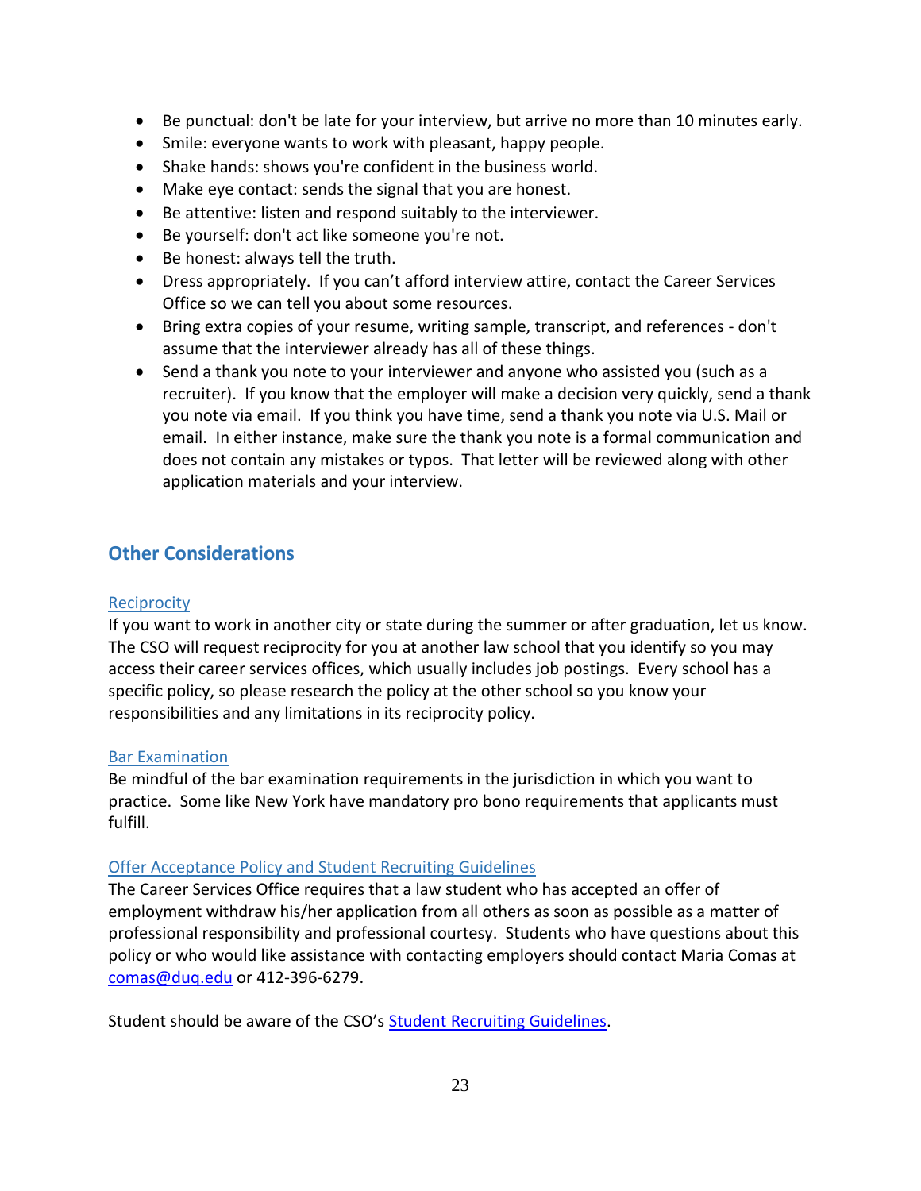- Be punctual: don't be late for your interview, but arrive no more than 10 minutes early.
- Smile: everyone wants to work with pleasant, happy people.
- Shake hands: shows you're confident in the business world.
- Make eye contact: sends the signal that you are honest.
- Be attentive: listen and respond suitably to the interviewer.
- Be yourself: don't act like someone you're not.
- Be honest: always tell the truth.
- Dress appropriately. If you can't afford interview attire, contact the Career Services Office so we can tell you about some resources.
- Bring extra copies of your resume, writing sample, transcript, and references - don't assume that the interviewer already has all of these things.
- Send a thank you note to your interviewer and anyone who assisted you (such as a recruiter). If you know that the employer will make a decision very quickly, send a thank you note via email. If you think you have time, send a thank you note via U.S. Mail or email. In either instance, make sure the thank you note is a formal communication and does not contain any mistakes or typos. That letter will be reviewed along with other application materials and your interview.

## Other Considerations

### Reciprocity

If you want to work in another city or state during the summer or after graduation, let us know. The CSO will request reciprocity for you at another law school that you identify so you may access their career services offices, which usually includes job postings. Every school has a specific policy, so please research the policy at the other school so you know your responsibilities and any limitations in its reciprocity policy.

### Bar Examination

Be mindful of the bar examination requirements in the jurisdiction in which you want to practice. Some like New York have mandatory pro bono requirements that applicants must fulfill.

### Offer Acceptance Policy and Student Recruiting Guidelines

The Career Services Office requires that a law student who has accepted an offer of employment withdraw his/her application from all others as soon as possible as a matter of professional responsibility and professional courtesy. Students who have questions about this policy or who would like assistance with contacting employers should contact Maria Comas at comas@duq.edu or 412-396-6279.

Student should be aware of the CSO's Student Recruiting Guidelines.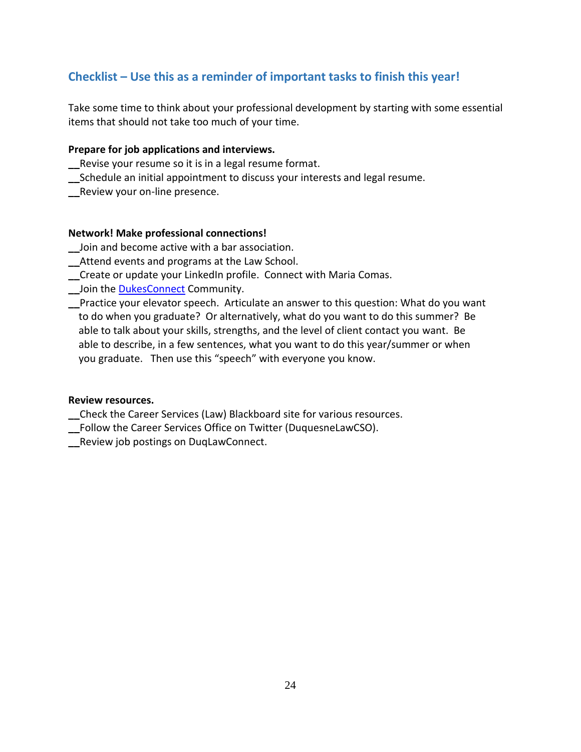## Checklist – Use this as a reminder of important tasks to finish this year!

Take some time to think about your professional development by starting with some essential items that should not take too much of your time.

**Prepare for job applications and interviews.**

__Revise your resume so it is in a legal resume format.
__Schedule an initial appointment to discuss your interests and legal resume.
__Review your on-line presence.

**Network! Make professional connections!**

__Join and become active with a bar association.
__Attend events and programs at the Law School.
__Create or update your LinkedIn profile. Connect with Maria Comas.
__Join the DukesConnect Community.
__Practice your elevator speech. Articulate an answer to this question: What do you want to do when you graduate? Or alternatively, what do you want to do this summer? Be able to talk about your skills, strengths, and the level of client contact you want. Be able to describe, in a few sentences, what you want to do this year/summer or when you graduate. Then use this "speech" with everyone you know.

**Review resources.**

__Check the Career Services (Law) Blackboard site for various resources.
__Follow the Career Services Office on Twitter (DuquesneLawCSO).
__Review job postings on DuqLawConnect.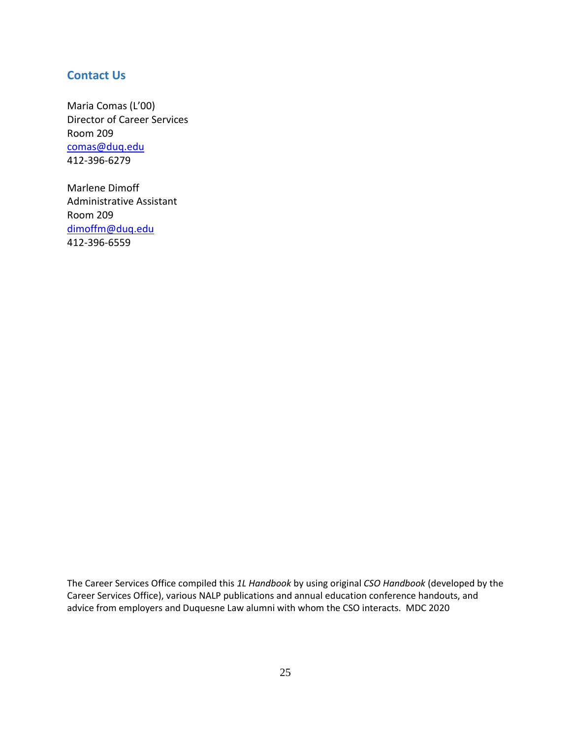## Contact Us

Maria Comas (L'00)
Director of Career Services
Room 209
[comas@duq.edu](mailto:comas@duq.edu)
412-396-6279

Marlene Dimoff
Administrative Assistant
Room 209
[dimoffm@duq.edu](mailto:dimoffm@duq.edu)
412-396-6559

The Career Services Office compiled this *1L Handbook* by using original *CSO Handbook* (developed by the Career Services Office), various NALP publications and annual education conference handouts, and advice from employers and Duquesne Law alumni with whom the CSO interacts. MDC 2020